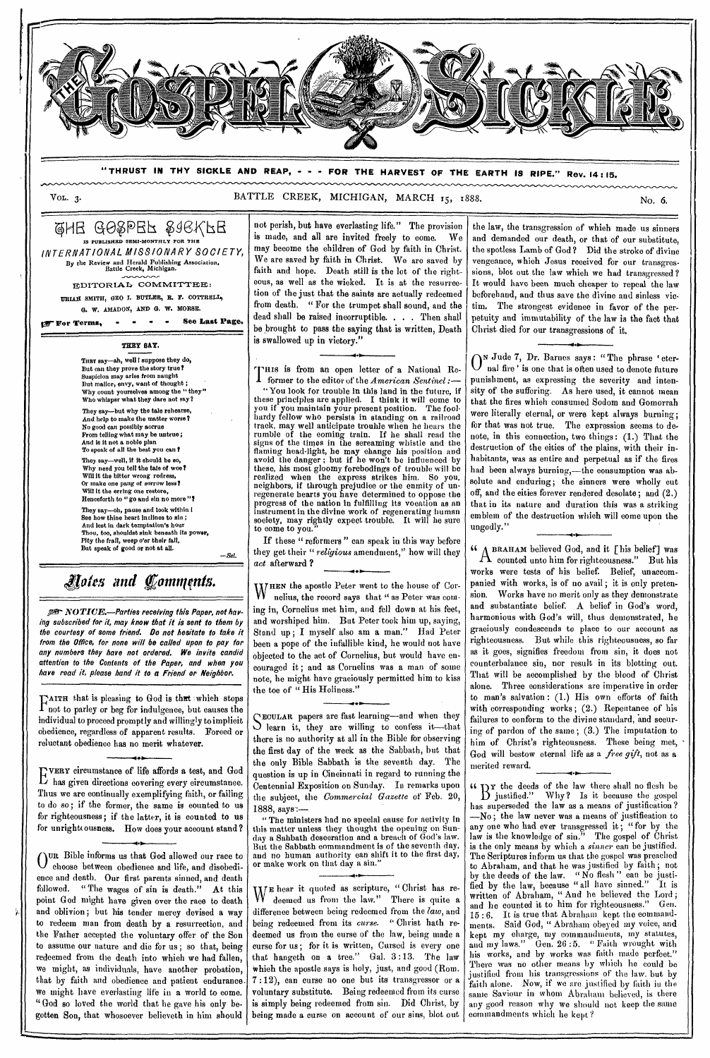# THE GOSPEL SICKLE

"THRUST IN THY SICKLE AND REAP, - - - FOR THE HARVEST OF THE EARTH IS RIPE." Rev. 14:15.

VOL. 3. BATTLE CREEK, MICHIGAN, MARCH 15, 1888. No. 6.

**THE GOSPEL SICKLE**
IS PUBLISHED SEMI-MONTHLY FOR THE
*INTERNATIONAL MISSIONARY SOCIETY,*
By the Review and Herald Publishing Association, Battle Creek, Michigan.

EDITORIAL COMMITTEE:
URIAH SMITH, GEO I. BUTLER, R. F. COTTRELL, G. W. AMADON, AND G. W. MORSE.

☞ For Terms, - - - - See Last Page.

### THEY SAY.

They say—ah, well I suppose they do,
But can they prove the story true?
Suspicion may arise from naught
But malice, envy, want of thought;
Why count yourselves among the "they"
Who whisper what they dare not say?

They say—but why the tale rehearse,
And help to make the matter worse?
No good can possibly accrue
From telling what may be untrue;
And is it not a noble plan
To speak of all the best you can?

They say—well, if it should be so,
Why need you tell the tale of woe?
Will it the bitter wrong redress,
Or make one pang of sorrow less?
Will it the erring one restore,
Henceforth to "go and sin no more"?

They say—oh, pause and look within!
See how thine heart inclines to sin;
And lest in dark temptation's hour
Thou, too, shouldst sink beneath its power,
Pity the frail, weep o'er their fall,
But speak of good or not at all.

—*Sel.*

## Notes and Comments.

☞ *NOTICE.—Parties receiving this Paper, not having subscribed for it, may know that it is sent to them by the courtesy of some friend. Do not hesitate to take it from the Office, for none will be called upon to pay for any numbers they have not ordered. We invite candid attention to the Contents of the Paper, and when you have read it, please hand it to a Friend or Neighbor.*

FAITH that is pleasing to God is that which stops not to parley or beg for indulgence, but causes the individual to proceed promptly and willingly to implicit obedience, regardless of apparent results. Forced or reluctant obedience has no merit whatever.

EVERY circumstance of life affords a test, and God has given directions covering every circumstance. Thus we are continually exemplifying faith, or failing to do so; if the former, the same is counted to us for righteousness; if the latter, it is counted to us for unrighteousness. How does your account stand?

OUR Bible informs us that God allowed our race to choose between obedience and life, and disobedience and death. Our first parents sinned, and death followed. "The wages of sin is death." At this point God might have given over the race to death and oblivion; but his tender mercy devised a way to redeem man from death by a resurrection, and the Father accepted the voluntary offer of the Son to assume our nature and die for us; so that, being redeemed from the death into which we had fallen, we might, as individuals, have another probation, that by faith and obedience and patient endurance we might have everlasting life in a world to come. "God so loved the world that he gave his only begotten Son, that whosoever believeth in him should not perish, but have everlasting life." The provision is made, and all are invited freely to come. We may become the children of God by faith in Christ. We are saved by faith in Christ. We are saved by faith and hope. Death still is the lot of the righteous, as well as the wicked. It is at the resurrection of the just that the saints are actually redeemed from death. "For the trumpet shall sound, and the dead shall be raised incorruptible. . . . Then shall be brought to pass the saying that is written, Death is swallowed up in victory."

THIS is from an open letter of a National Reformer to the editor of the *American Sentinel*:—

"You look for trouble in this land in the future, if these principles are applied. I think it will come to you if you maintain your present position. The foolhardy fellow who persists in standing on a railroad track, may well anticipate trouble when he hears the rumble of the coming train. If he shall read the signs of the times in the screaming whistle and the flaming head-light, he may change his position and avoid the danger; but if he won't be influenced by these, his most gloomy forebodings of trouble will be realized when the express strikes him. So you, neighbors, if through prejudice or the enmity of unregenerate hearts you have determined to oppose the progress of the nation in fulfilling its vocation as an instrument in the divine work of regenerating human society, may rightly expect trouble. It will be sure to come to you."

If these "reformers" can speak in this way before they get their "*religious* amendment," how will they *act* afterward?

WHEN the apostle Peter went to the house of Cornelius, the record says that "as Peter was coming in, Cornelius met him, and fell down at his feet, and worshiped him. But Peter took him up, saying, Stand up; I myself also am a man." Had Peter been a pope of the infallible kind, he would not have objected to the act of Cornelius, but would have encouraged it; and as Cornelius was a man of some note, he might have graciously permitted him to kiss the toe of "His Holiness."

SECULAR papers are fast learning—and when they learn it, they are willing to confess it—that there is no authority at all in the Bible for observing the first day of the week as the Sabbath, but that the only Bible Sabbath is the seventh day. The question is up in Cincinnati in regard to running the Centennial Exposition on Sunday. In remarks upon the subject, the *Commercial Gazette* of Feb. 20, 1888, says:—

"The ministers had no special cause for activity in this matter unless they thought the opening on Sunday a Sabbath desecration and a breach of God's law. But the Sabbath commandment is of the seventh day, and no human authority can shift it to the first day, or make work on that day a sin."

WE hear it quoted as scripture, "Christ has redeemed us from the law." There is quite a difference between being redeemed from the *law*, and being redeemed from its *curse*. "Christ hath redeemed us from the curse of the law, being made a curse for us; for it is written, Cursed is every one that hangeth on a tree." Gal. 3:13. The law which the apostle says is holy, just, and good (Rom. 7:12), can curse no one but its transgressor or a voluntary substitute. Being redeemed from its curse is simply being redeemed from sin. Did Christ, by being made a curse on account of our sins, blot out the law, the transgression of which made us sinners and demanded our death, or that of our substitute, the spotless Lamb of God? Did the stroke of divine vengeance, which Jesus received for our transgressions, blot out the law which we had transgressed? It would have been much cheaper to repeal the law beforehand, and thus save the divine and sinless victim. The strongest evidence in favor of the perpetuity and immutability of the law is the fact that Christ died for our transgressions of it.

ON Jude 7, Dr. Barnes says: "The phrase 'eternal fire' is one that is often used to denote future punishment, as expressing the severity and intensity of the suffering. As here used, it cannot mean that the fires which consumed Sodom and Gomorrah were literally eternal, or were kept always burning; for that was not true. The expression seems to denote, in this connection, two things: (1.) That the destruction of the cities of the plains, with their inhabitants, was as entire and perpetual as if the fires had been always burning,—the consumption was absolute and enduring; the sinners were wholly cut off, and the cities forever rendered desolate; and (2.) that in its nature and duration this was a striking emblem of the destruction which will come upon the ungodly."

"ABRAHAM believed God, and it [his belief] was counted unto him for righteousness." But his works were tests of his belief. Belief, unaccompanied with works, is of no avail; it is only pretension. Works have no merit only as they demonstrate and substantiate belief. A belief in God's word, harmonious with God's will, thus demonstrated, he graciously condescends to place to our account as righteousness. But while this righteousness, so far as it goes, signifies freedom from sin, it does not counterbalance sin, nor result in its blotting out. That will be accomplished by the blood of Christ alone. Three considerations are imperative in order to man's salvation: (1.) His own efforts of faith with corresponding works; (2.) Repentance of his failures to conform to the divine standard, and securing of pardon of the same; (3.) The imputation to him of Christ's righteousness. These being met, God will bestow eternal life as a *free gift*, not as a merited reward.

"BY the deeds of the law there shall no flesh be justified." Why? Is it because the gospel has superseded the law as a means of justification? —No; the law never was a means of justification to any one who had ever transgressed it; "for by the law is the knowledge of sin." The gospel of Christ is the only means by which a *sinner* can be justified. The Scriptures inform us that the gospel was preached to Abraham, and that he was justified by faith; not by the deeds of the law. "No flesh" can be justified by the law, because "all have sinned." It is written of Abraham, "And he believed the Lord; and he counted it to him for righteousness." Gen. 15:6. It is true that Abraham kept the commandments. Said God, "Abraham obeyed my voice, and kept my charge, my commandments, my statutes, and my laws." Gen. 26:5. "Faith wrought with his works, and by works was faith made perfect." There was no other means by which he could be justified from his transgressions of the law, but by faith alone. Now, if we are justified by faith in the same Saviour in whom Abraham believed, is there any good reason why we should not keep the same commandments which he kept?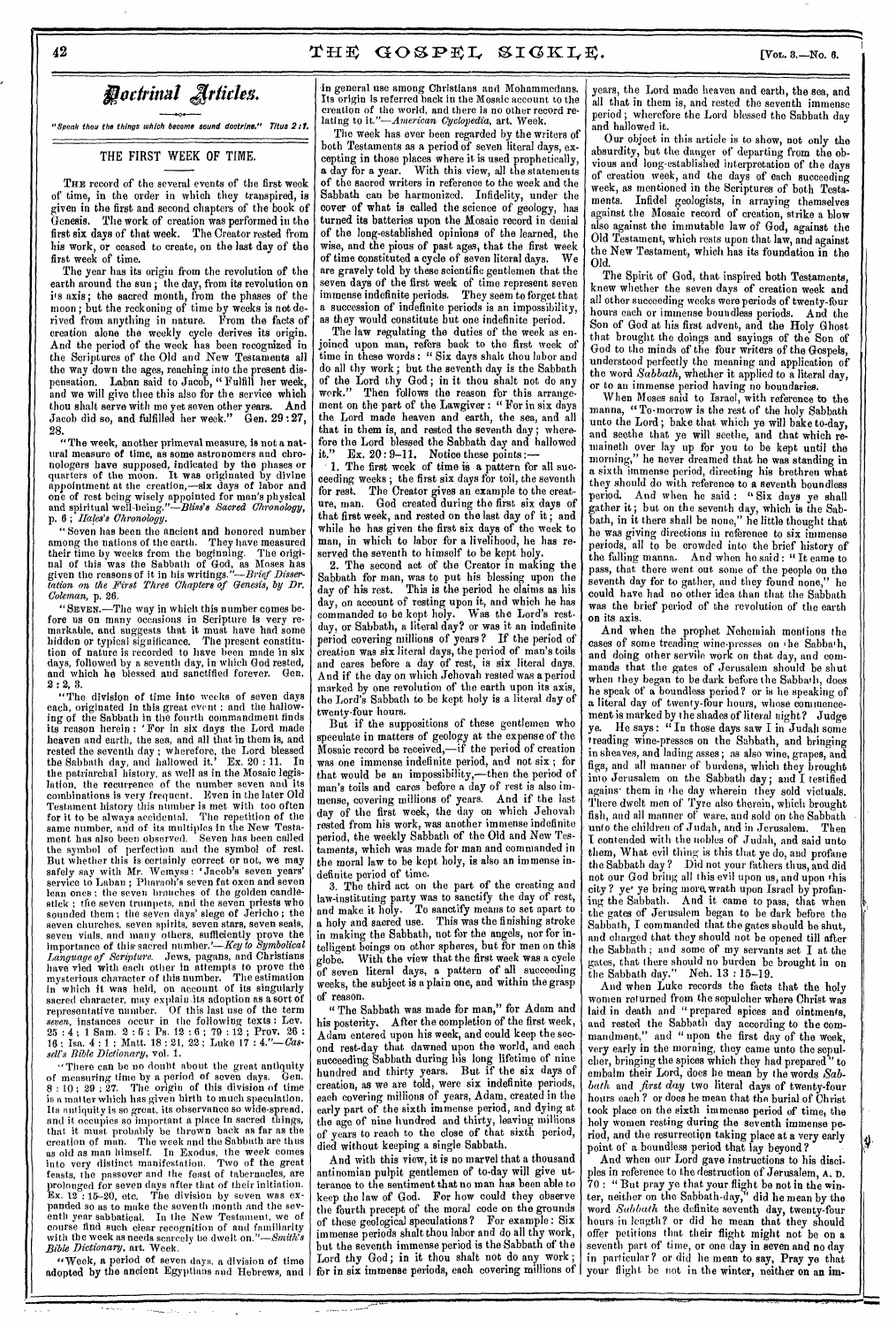# Doctrinal Articles.

*"Speak thou the things which become sound doctrine." Titus 2:1.*

## THE FIRST WEEK OF TIME.

THE record of the several events of the first week of time, in the order in which they transpired, is given in the first and second chapters of the book of Genesis. The work of creation was performed in the first six days of that week. The Creator rested from his work, or ceased to create, on the last day of the first week of time.

The year has its origin from the revolution of the earth around the sun; the day, from its revolution on its axis; the sacred month, from the phases of the moon; but the reckoning of time by weeks is not derived from anything in nature. From the facts of creation alone the weekly cycle derives its origin. And the period of the week has been recognized in the Scriptures of the Old and New Testaments all the way down the ages, reaching into the present dispensation. Laban said to Jacob, "Fulfill her week, and we will give thee this also for the service which thou shalt serve with me yet seven other years. And Jacob did so, and fulfilled her week." Gen. 29:27, 28.

"The week, another primeval measure, is not a natural measure of time, as some astronomers and chronologers have supposed, indicated by the phases or quarters of the moon. It was originated by divine appointment at the creation,—six days of labor and one of rest being wisely appointed for man's physical and spiritual well-being."—*Bliss's Sacred Chronology*, p. 6; *Hales's Chronology*.

"Seven has been the ancient and honored number among the nations of the earth. They have measured their time by weeks from the beginning. The original of this was the Sabbath of God, as Moses has given the reasons of it in his writings."—*Brief Dissertation on the First Three Chapters of Genesis, by Dr. Coleman*, p. 26.

"SEVEN.—The way in which this number comes before us on many occasions in Scripture is very remarkable, and suggests that it must have had some hidden or typical significance. The present constitution of nature is recorded to have been made in six days, followed by a seventh day, in which God rested, and which he blessed and sanctified forever. Gen. 2:2, 3.

"The division of time into weeks of seven days each, originated in this great event; and the hallowing of the Sabbath in the fourth commandment finds its reason herein: 'For in six days the Lord made heaven and earth, the sea, and all that in them is, and rested the seventh day; wherefore, the Lord blessed the Sabbath day, and hallowed it.' Ex. 20:11. In the patriarchal history, as well as in the Mosaic legislation, the recurrence of the number seven and its combinations is very frequent. Even in the later Old Testament history this number is met with too often for it to be always accidental. The repetition of the same number, and of its multiples in the New Testament has also been observed. Seven has been called the symbol of perfection and the symbol of rest. But whether this is certainly correct or not, we may safely say with Mr. Wemyss: 'Jacob's seven years' service to Laban; Pharaoh's seven fat oxen and seven lean ones; the seven branches of the golden candlestick; the seven trumpets, and the seven priests who sounded them; the seven days' siege of Jericho; the seven churches, seven spirits, seven stars, seven seals, seven vials, and many others, sufficiently prove the importance of this sacred number.'—*Key to Symbolical Language of Scripture*. Jews, pagans, and Christians have vied with each other in attempts to prove the mysterious character of this number. The estimation in which it was held, on account of its singularly sacred character, may explain its adoption as a sort of representative number. Of this last use of the term *seven*, instances occur in the following texts: Lev. 25:4; 1 Sam. 2:5; Ps. 12:6; 79:12; Prov. 26:16; Isa. 4:1; Matt. 18:21, 22; Luke 17:4."—*Cassell's Bible Dictionary*, vol. 1.

"There can be no doubt about the great antiquity of measuring time by a period of seven days. Gen. 8:10; 29:27. The origin of this division of time is a matter which has given birth to much speculation. Its antiquity is so great, its observance so wide-spread, and it occupies so important a place in sacred things, that it must probably be thrown back as far as the creation of man. The week and the Sabbath are thus as old as man himself. In Exodus, the week comes into very distinct manifestation. Two of the great feasts, the passover and the feast of tabernacles, are prolonged for seven days after that of their initiation. Ex. 12:15-20, etc. The division by seven was expanded so as to make the seventh month and the seventh year sabbatical. In the New Testament, we of course find such clear recognition of and familiarity with the week as needs scarcely be dwelt on."—*Smith's Bible Dictionary*, art. Week.

"Week, a period of seven days, a division of time adopted by the ancient Egyptians and Hebrews, and in general use among Christians and Mohammedans. Its origin is referred back in the Mosaic account to the creation of the world, and there is no other record relating to it."—*American Cyclopedia*, art. Week.

The week has ever been regarded by the writers of both Testaments as a period of seven literal days, excepting in those places where it is used prophetically, a day for a year. With this view, all the statements of the sacred writers in reference to the week and the Sabbath can be harmonized. Infidelity, under the cover of what is called the science of geology, has turned its batteries upon the Mosaic record in denial of the long-established opinions of the learned, the wise, and the pious of past ages, that the first week of time constituted a cycle of seven literal days. We are gravely told by these scientific gentlemen that the seven days of the first week of time represent seven immense indefinite periods. They seem to forget that a succession of indefinite periods is an impossibility, as they would constitute but one indefinite period.

The law regulating the duties of the week as enjoined upon man, refers back to the first week of time in these words: "Six days shalt thou labor and do all thy work; but the seventh day is the Sabbath of the Lord thy God; in it thou shalt not do any work." Then follows the reason for this arrangement on the part of the Lawgiver: "For in six days the Lord made heaven and earth, the sea, and all that in them is, and rested the seventh day; wherefore the Lord blessed the Sabbath day and hallowed it." Ex. 20:9-11. Notice these points:—

1. The first week of time is a pattern for all succeeding weeks; the first six days for toil, the seventh for rest. The Creator gives an example to the creature, man. God created during the first six days of that first week, and rested on the last day of it; and while he has given the first six days of the week to man, in which to labor for a livelihood, he has reserved the seventh to himself to be kept holy.

2. The second act of the Creator in making the Sabbath for man, was to put his blessing upon the day of his rest. This is the period he claims as his day, on account of resting upon it, and which he has commanded to be kept holy. Was the Lord's rest-day, or Sabbath, a literal day? or was it an indefinite period covering millions of years? If the period of creation was six literal days, the period of man's toils and cares before a day of rest, is six literal days. And if the day on which Jehovah rested was a period marked by one revolution of the earth upon its axis, the Lord's Sabbath to be kept holy is a literal day of twenty-four hours.

But if the suppositions of these gentlemen who speculate in matters of geology at the expense of the Mosaic record be received,—if the period of creation was one immense indefinite period, and not six; for that would be an impossibility,—then the period of man's toils and cares before a day of rest is also immense, covering millions of years. And if the last day of the first week, the day on which Jehovah rested from his work, was another immense indefinite period, the weekly Sabbath of the Old and New Testaments, which was made for man and commanded in the moral law to be kept holy, is also an immense indefinite period of time.

3. The third act on the part of the creating and law-instituting party was to sanctify the day of rest, and make it holy. To sanctify means to set apart to a holy and sacred use. This was the finishing stroke in making the Sabbath, not for the angels, nor for intelligent beings on other spheres, but for men on this globe. With the view that the first week was a cycle of seven literal days, a pattern of all succeeding weeks, the subject is a plain one, and within the grasp of reason.

"The Sabbath was made for man," for Adam and his posterity. After the completion of the first week, Adam entered upon his week, and could keep the second rest-day that dawned upon the world, and each succeeding Sabbath during his long lifetime of nine hundred and thirty years. But if the six days of creation, as we are told, were six indefinite periods, each covering millions of years, Adam, created in the early part of the sixth immense period, and dying at the age of nine hundred and thirty, leaving millions of years to reach to the close of that sixth period, died without keeping a single Sabbath.

And with this view, it is no marvel that a thousand antinomian pulpit gentlemen of to-day will give utterance to the sentiment that no man has been able to keep the law of God. For how could they observe the fourth precept of the moral code on the grounds of these geological speculations? For example: Six immense periods shalt thou labor and do all thy work, but the seventh immense period is the Sabbath of the Lord thy God; in it thou shalt not do any work; for in six immense periods, each covering millions of years, the Lord made heaven and earth, the sea, and all that in them is, and rested the seventh immense period; wherefore the Lord blessed the Sabbath day and hallowed it.

Our object in this article is to show, not only the absurdity, but the danger of departing from the obvious and long-established interpretation of the days of creation week, and the days of each succeeding week, as mentioned in the Scriptures of both Testaments. Infidel geologists, in arraying themselves against the Mosaic record of creation, strike a blow also against the immutable law of God, against the Old Testament, which rests upon that law, and against the New Testament, which has its foundation in the Old.

The Spirit of God, that inspired both Testaments, knew whether the seven days of creation week and all other succeeding weeks were periods of twenty-four hours each or immense boundless periods. And the Son of God at his first advent, and the Holy Ghost that brought the doings and sayings of the Son of God to the minds of the four writers of the Gospels, understood perfectly the meaning and application of the word *Sabbath*, whether it applied to a literal day, or to an immense period having no boundaries.

When Moses said to Israel, with reference to the manna, "To-morrow is the rest of the holy Sabbath unto the Lord; bake that which ye will bake to-day, and seethe that ye will seethe, and that which remaineth over lay up for you to be kept until the morning," he never dreamed that he was standing in a sixth immense period, directing his brethren what they should do with reference to a seventh boundless period. And when he said: "Six days ye shall gather it; but on the seventh day, which is the Sabbath, in it there shall be none," he little thought that he was giving directions in reference to six immense periods, all to be crowded into the brief history of the falling manna. And when he said: "It came to pass, that there went out some of the people on the seventh day for to gather, and they found none," he could have had no other idea than that the Sabbath was the brief period of the revolution of the earth on its axis.

And when the prophet Nehemiah mentions the cases of some treading wine-presses on the Sabbath, and doing other servile work on that day, and commands that the gates of Jerusalem should be shut when they began to be dark before the Sabbath, does he speak of a boundless period? or is he speaking of a literal day of twenty-four hours, whose commencement is marked by the shades of literal night? Judge ye. He says: "In those days saw I in Judah some treading wine-presses on the Sabbath, and bringing in sheaves, and lading asses; as also wine, grapes, and figs, and all manner of burdens, which they brought into Jerusalem on the Sabbath day; and I testified against them in the day wherein they sold victuals. There dwelt men of Tyre also therein, which brought fish, and all manner of ware, and sold on the Sabbath unto the children of Judah, and in Jerusalem. Then I contended with the nobles of Judah, and said unto them, What evil thing is this that ye do, and profane the Sabbath day? Did not your fathers thus, and did not our God bring all this evil upon us, and upon this city? yet ye bring more wrath upon Israel by profaning the Sabbath. And it came to pass, that when the gates of Jerusalem began to be dark before the Sabbath, I commanded that the gates should be shut, and charged that they should not be opened till after the Sabbath; and some of my servants set I at the gates, that there should no burden be brought in on the Sabbath day." Neh. 13:15-19.

And when Luke records the facts that the holy women returned from the sepulcher where Christ was laid in death and "prepared spices and ointments, and rested the Sabbath day according to the commandment," and "upon the first day of the week, very early in the morning, they came unto the sepulcher, bringing the spices which they had prepared" to embalm their Lord, does he mean by the words *Sabbath* and *first day* two literal days of twenty-four hours each? or does he mean that the burial of Christ took place on the sixth immense period of time, the holy women resting during the seventh immense period, and the resurrection taking place at a very early point of a boundless period that lay beyond?

And when our Lord gave instructions to his disciples in reference to the destruction of Jerusalem, A. D. 70: "But pray ye that your flight be not in the winter, neither on the Sabbath-day," did he mean by the word *Sabbath* the definite seventh day, twenty-four hours in length? or did he mean that they should offer petitions that their flight might not be on a seventh part of time, or one day in seven and no day in particular? or did he mean to say, Pray ye that your flight be not in the winter, neither on an im-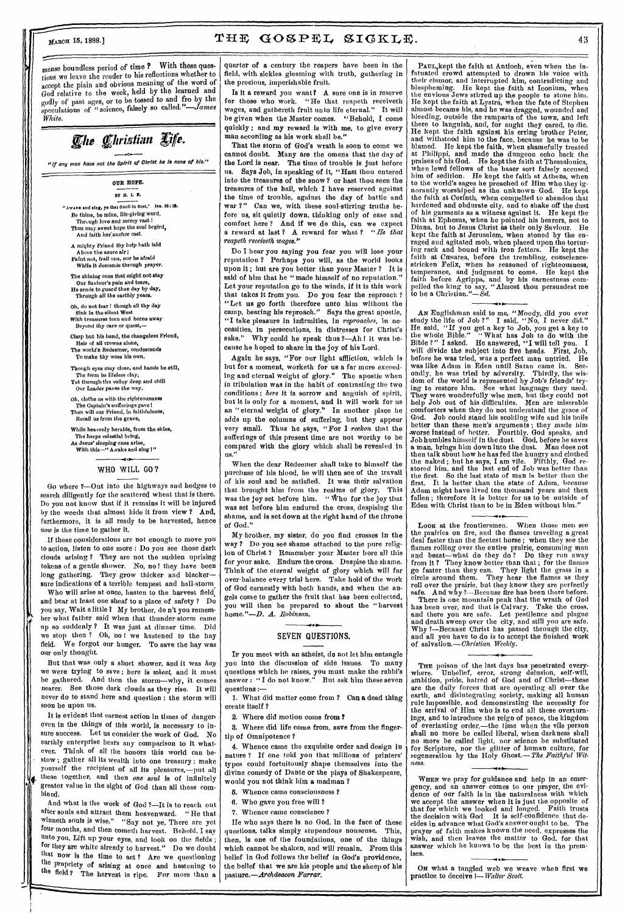mense boundless period of time? With these questions we leave the reader to his reflections whether to accept the plain and obvious meaning of the word of God relative to the week, held by the learned and godly of past ages, or to be tossed to and fro by the speculations of "science, falsely so called."—*James White.*

# The Christian Life.

*"If any man have not the Spirit of Christ he is none of his."*

## OUR HOPE.

BY H. L. F.

"AWAKE and sing, ye that dwell in dust." Isa. 26:19.

Be thine, be mine, life-giving word,
Through love and mercy vast!
Thus may sweet hope the soul begird,
And faith her anchor cast.

A mighty Friend thy help hath laid
Above the azure air;
Faint not, frail one, nor be afraid
While it descends through prayer.

The shining ones that might not stay
Our Saviour's pain and tears,
He sends to guard thee day by day,
Through all the earthly years.

Oh, do not fear! though all thy day
Sink in the silent West
With treasures torn and borne away
Beyond thy care or quest,—

Clasp but his hand, the changeless Friend,
Heir of all crowns alone,
The world's Redeemer, condescends
To make thy woes his own.

Though eyes may close, and hands be still,
The form be lifeless clay,
Yet through the valley deep and chill
Our Leader paves the way.

Oh, clothe us with the righteousness
The Captain's sufferings gave!
Then will our Friend, in faithfulness,
Recall us from the grave,

While heavenly heralds, from the skies,
The harps celestial bring,
As Jesus' sleeping ones arise,
With this—"Awake and sing!"

## WHO WILL GO?

Go where?—Out into the highways and hedges to search diligently for the scattered wheat that is there. Do you not know that if it remains it will be injured by the weeds that almost hide it from view? And, furthermore, it is all ready to be harvested, hence *now* is the time to gather it.

If these considerations are not enough to move you to action, listen to one more: Do you see those dark clouds arising? They are not the sudden uprising tokens of a gentle shower. No, no! they have been long gathering. They grow thicker and blacker—sure indications of a terrible tempest and hail-storm.

Who will arise at once, hasten to the harvest field, and bear at least one sheaf to a place of safety? Do you say, Wait a little? My brother, do n't you remember what father said when that thunder-storm came up so suddenly? It was just at dinner time. Did we stop then? Oh, no! we hastened to the hay field. We forgot our hunger. To save the hay was our only thought.

But that was only a short shower, and it was *hay* we were trying to save; here is *wheat*, and it must be gathered. And then the storm—why, it comes nearer. See those dark clouds as they rise. It will never do to stand here and question; the storm will soon be upon us.

It is evident that earnest action in times of danger even in the things of this world, is necessary to insure success. Let us consider the work of God. No earthly enterprise bears any comparison to it whatever. Think of all the honors this world can bestow; gather all its wealth into one treasury; make yourself the recipient of all its pleasures,—put all these together, and then *one soul* is of infinitely greater value in the sight of God than all these combined.

And what is the work of God?—It is to reach out after souls and attract them heavenward. "He that winneth souls is wise." "Say not ye, There are yet four months, and then cometh harvest. Behold, I say unto you, Lift up your eyes, and look on the fields; for they are white already to harvest." Do we doubt that now is the time to act? Are we questioning the propriety of arising at once and hastening to the field? The harvest is ripe. For more than a quarter of a century the reapers have been in the field, with sickles gleaming with truth, gathering in the precious, imperishable fruit.

Is it a reward you want? A sure one is in reserve for those who work. "He that reapeth receiveth wages, and gathereth fruit unto life eternal." It will be given when the Master comes. "Behold, I come quickly; and my reward is with me, to give every man according as his work shall be."

That the storm of God's wrath is soon to come we cannot doubt. Many are the omens that the day of the Lord is near. The time of trouble is just before us. Says Job, in speaking of it, "Hast thou entered into the treasures of the snow? or hast thou seen the treasures of the hail, which I have reserved against the time of trouble, against the day of battle and war?" Can we, with these soul-stirring truths before us, sit quietly down, thinking only of ease and comfort here? And if we do this, can we expect a reward at last? A reward for what? "*He that reapeth receiveth wages.*"

Do I hear you saying you fear you will lose your reputation? Perhaps you will, as the world looks upon it; but are you better than your Master? It is said of him that he "made himself of no reputation." Let your reputation go to the winds, if it is this work that takes it from you. Do you fear the reproach? "Let us go forth therefore unto him without the camp, bearing his reproach." Says the great apostle, "I take pleasure in infirmities, in *reproaches*, in necessities, in persecutions, in distresses for Christ's sake." Why could he speak thus?—Ah! it was because he hoped to share in the joy of his Lord.

Again he says, "For our light affliction, which is but for a moment, worketh for us a far more exceeding and eternal weight of glory." The apostle when in tribulation was in the habit of contrasting the two conditions; *here* it is sorrow and anguish of spirit, but it is only for a moment, and it will work for us an "eternal weight of glory." In another place he adds up the columns of suffering, but they appear very small. Thus he says, "For I *reckon* that the sufferings of this present time are not worthy to be compared with the glory which shall be revealed in us."

When the dear Redeemer shall take to himself the purchase of his blood, he will then see of the travail of his soul and be satisfied. It was their salvation that brought him from the realms of glory. This was the joy set before him. "Who for the joy that was set before him endured the cross, despising the shame, and is set down at the right hand of the throne of God."

My brother, my sister, do you find crosses in the way? Do you see shame attached to the pure religion of Christ? Remember your Master bore all this for your sake. Endure the cross. Despise the shame. Think of the eternal weight of glory which will far over-balance every trial here. Take hold of the work of God earnestly with both hands, and when the angels come to gather the fruit that has been collected, you will then be prepared to shout the "harvest home."—*D. A. Robinson.*

## SEVEN QUESTIONS.

If you meet with an atheist, do not let him entangle you into the discussion of side issues. To many questions which he raises, you must make the rabbi's answer: "I do not know." But ask him these seven questions:—

1. What did matter come from? Can a dead thing create itself?
2. Where did motion come from?
3. Where did life come from, save from the finger-tip of Omnipotence?
4. Whence came the exquisite order and design in nature? If one told you that millions of printers' types could fortuitously shape themselves into the divine comedy of Dante or the plays of Shakespeare, would you not think him a madman?
5. Whence came consciousness?
6. Who gave you free will?
7. Whence came conscience?

He who says there is no God, in the face of these questions, talks simply stupendous nonsense. This, then, is one of the foundations, one of the things which cannot be shaken, and will remain. From this belief in God follows the belief in God's providence, the belief that we are his people and the sheep of his pasture.—*Archdeacon Farrar.*

PAUL kept the faith at Antioch, even when the infatuated crowd attempted to drown his voice with their clamor, and interrupted him, contradicting and blaspheming. He kept the faith at Iconium, when the envious Jews stirred up the people to stone him. He kept the faith at Lystra, when the fate of Stephen almost became his, and he was dragged, wounded and bleeding, outside the ramparts of the town, and left there to languish, and, for aught they cared, to die. He kept the faith against his erring brother Peter, and withstood him to the face, because he was to be blamed. He kept the faith, when shamefully treated at Philippi, and made the dungeon echo back the praises of his God. He kept the faith at Thessalonica, when lewd fellows of the baser sort falsely accused him of sedition. He kept the faith at Athens, when to the world's sages he preached of Him who they ignorantly worshiped as the unknown God. He kept the faith at Corinth, when compelled to abandon that hardened and obdurate city, and to shake off the dust of his garments as a witness against it. He kept the faith at Ephesus, when he pointed his hearers, not to Diana, but to Jesus Christ as their only Saviour. He kept the faith at Jerusalem, when stoned by the enraged and agitated mob, when placed upon the torturing rack and bound with iron fetters. He kept the faith at Cæsarea, before the trembling, conscience-stricken Felix, when he reasoned of righteousness, temperance, and judgment to come. He kept the faith before Agrippa, and by his earnestness compelled the king to say, "Almost thou persuadest me to be a Christian."—*Sel.*

AN Englishman said to me, "Moody, did you ever study the life of Job?" I said, "No, I never did." He said, "If you get a key to Job, you get a key to the whole Bible." "What has Job to do with the Bible?" I asked. He answered, "I will tell you. I will divide the subject into five heads. First, Job, before he was tried, was a perfect man untried. He was like Adam in Eden until Satan came in. Secondly, he was tried by adversity. Thirdly, the wisdom of the world is represented by Job's friends' trying to restore him. See what language they used. They were wonderfully wise men, but they could not help Job out of his difficulties. Men are miserable comforters when they do not understand the grace of God. Job could stand his scolding wife and his boils better than these men's arguments; they made him worse instead of better. Fourthly. God speaks, and Job humbles himself in the dust. God, before he saves a man, brings him down into the dust. Man does not then talk about how he has fed the hungry and clothed the naked; but he says, I am vile. Fifthly, God restored him, and the last end of Job was better than the first. So the last state of man is better than the first. It is better than the state of Adam, because Adam might have lived ten thousand years and then fallen; therefore it is better for us to be outside of Eden with Christ than to be in Eden without him."

LOOK at the frontiersmen. When those men see the prairies on fire, and the flames traveling a great deal faster than the fleetest horse; when they see the flames rolling over the entire prairie, consuming man and beast—what do they do? Do they run away from it? They know better than that; for the flames go faster than they can. They light the grass in a circle around them. They know the flames as they roll over the prairie, but they know they are perfectly safe. And why?—Because fire has been there before.

There is one mountain peak that the wrath of God has been over, and that is Calvary. Take the cross, and there you are safe. Let pestilence and plague and death sweep over the city, and still you are safe. Why?—Because Christ has passed through the city, and all you have to do is to accept the finished work of salvation.—*Christian Weekly.*

THE poison of the last days has penetrated everywhere. Unbelief, error, strong delusion, self-will, ambition, pride, hatred of God and of Christ—these are the daily forces that are operating all over the earth, and disintegrating society, making all human rule impossible, and demonstrating the necessity for the arrival of Him who is to end all these overturnings, and to introduce the reign of peace, the kingdom of everlasting order,—the time when the vile person shall no more be called liberal, when darkness shall no more be called light, nor science be substituted for Scripture, nor the glitter of human culture, for regeneration by the Holy Ghost.—*The Faithful Witness.*

WHEN we pray for guidance and help in an emergency, and an answer comes to our prayer, the evidence of our faith is in the naturalness with which we accept the answer when it is just the opposite of that for which we looked and longed. Faith trusts the decision with God. It is self-confidence that decides in advance what God's answer ought to be. The prayer of faith makes known the need, expresses the wish, and then leaves the matter to God, for that answer which he knows to be the best in the premises.

OH what a tangled web we weave when first we practice to deceive!—*Walter Scott.*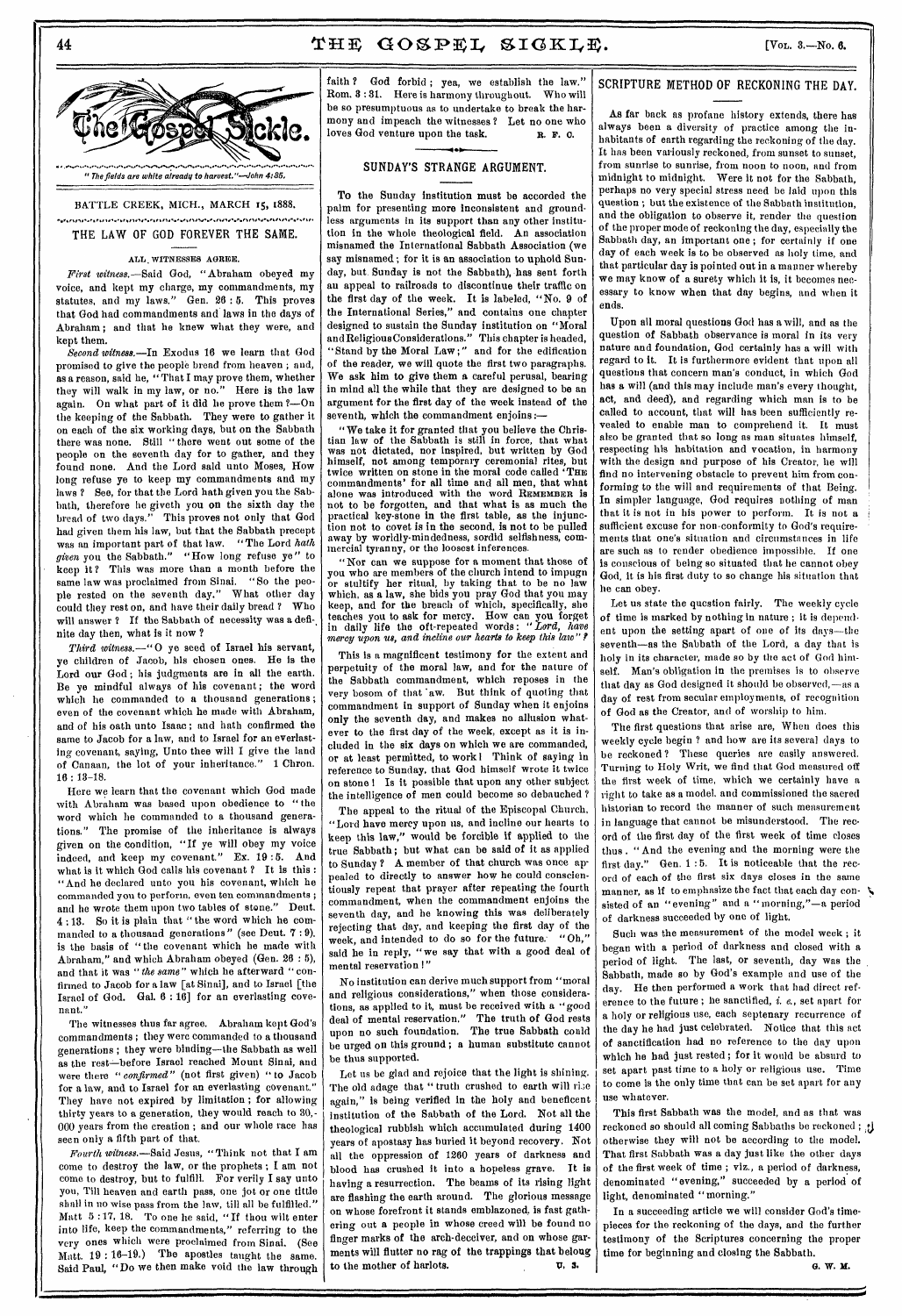*"The fields are white already to harvest."—John 4:35.*

BATTLE CREEK, MICH., MARCH 15, 1888.

## THE LAW OF GOD FOREVER THE SAME.

### ALL WITNESSES AGREE.

*First witness.*—Said God, "Abraham obeyed my voice, and kept my charge, my commandments, my statutes, and my laws." Gen. 26 : 5. This proves that God had commandments and laws in the days of Abraham; and that he knew what they were, and kept them.

*Second witness.*—In Exodus 16 we learn that God promised to give the people bread from heaven; and, as a reason, said he, "That I may prove them, whether they will walk in my law, or no." Here is the law again. On what part of it did he prove them?—On the keeping of the Sabbath. They were to gather it on each of the six working days, but on the Sabbath there was none. Still "there went out some of the people on the seventh day for to gather, and they found none. And the Lord said unto Moses, How long refuse ye to keep my commandments and my laws? See, for that the Lord hath given you the Sabbath, therefore he giveth you on the sixth day the bread of two days." This proves not only that God had given them his law, but that the Sabbath precept was an important part of that law. "The Lord *hath given* you the Sabbath." "How long refuse ye" to keep it? This was more than a month before the same law was proclaimed from Sinai. "So the people rested on the seventh day." What other day could they rest on, and have their daily bread? Who will answer? If the Sabbath of necessity was a definite day then, what is it now?

*Third witness.*—"O ye seed of Israel his servant, ye children of Jacob, his chosen ones. He is the Lord our God; his judgments are in all the earth. Be ye mindful always of his covenant; the word which he commanded to a thousand generations; even of the covenant which he made with Abraham, and of his oath unto Isaac; and hath confirmed the same to Jacob for a law, and to Israel for an everlasting covenant, saying, Unto thee will I give the land of Canaan, the lot of your inheritance." 1 Chron. 16 : 13-18.

Here we learn that the covenant which God made with Abraham was based upon obedience to "the word which he commanded to a thousand generations." The promise of the inheritance is always given on the condition, "If ye will obey my voice indeed, and keep my covenant." Ex. 19 : 5. And what is it which God calls his covenant? It is this: "And he declared unto you his covenant, which he commanded you to perform, even ten commandments; and he wrote them upon two tables of stone." Deut. 4 : 13. So it is plain that "the word which he commanded to a thousand generations" (see Deut. 7 : 9), is the basis of "the covenant which he made with Abraham," and which Abraham obeyed (Gen. 26 : 5), and that it was "*the same*" which he afterward "confirmed to Jacob for a law [at Sinai], and to Israel [the Israel of God. Gal. 6 : 16] for an everlasting covenant."

The witnesses thus far agree. Abraham kept God's commandments; they were commanded to a thousand generations; they were binding—the Sabbath as well as the rest—before Israel reached Mount Sinai, and were there "*confirmed*" (not first given) "to Jacob for a law, and to Israel for an everlasting covenant." They have not expired by limitation; for allowing thirty years to a generation, they would reach to 30,000 years from the creation; and our whole race has seen only a fifth part of that.

*Fourth witness.*—Said Jesus, "Think not that I am come to destroy the law, or the prophets; I am not come to destroy, but to fulfill. For verily I say unto you, Till heaven and earth pass, one jot or one tittle shall in no wise pass from the law, till all be fulfilled." Matt 5 : 17, 18. To one he said, "If thou wilt enter into life, keep the commandments," referring to the very ones which were proclaimed from Sinai. (See Matt. 19 : 16-19.) The apostles taught the same. Said Paul, "Do we then make void the law through faith? God forbid; yea, we establish the law." Rom. 3 : 31. Here is harmony throughout. Who will be so presumptuous as to undertake to break the harmony and impeach the witnesses? Let no one who loves God venture upon the task. R. F. C.

## SUNDAY'S STRANGE ARGUMENT.

To the Sunday institution must be accorded the palm for presenting more inconsistent and groundless arguments in its support than any other institution in the whole theological field. An association misnamed the International Sabbath Association (we say misnamed; for it is an association to uphold Sunday, but Sunday is not the Sabbath), has sent forth an appeal to railroads to discontinue their traffic on the first day of the week. It is labeled, "No. 9 of the International Series," and contains one chapter designed to sustain the Sunday institution on "Moral and Religious Considerations." This chapter is headed, "Stand by the Moral Law;" and for the edification of the reader, we will quote the first two paragraphs. We ask him to give them a careful perusal, bearing in mind all the while that they are designed to be an argument for the first day of the week instead of the seventh, which the commandment enjoins:—

"We take it for granted that you believe the Christian law of the Sabbath is still in force, that what was not dictated, nor inspired, but written by God himself, not among temporary ceremonial rites, but twice written on stone in the moral code called 'THE commandments' for all time and all men, that what alone was introduced with the word REMEMBER is not to be forgotten, and that what is as much the practical key-stone in the first table, as the injunction not to covet is in the second, is not to be pulled away by worldly-mindedness, sordid selfishness, commercial tyranny, or the loosest inferences.

"Nor can we suppose for a moment that those of you who are members of the church intend to impugn or stultify her ritual, by taking that to be no law which, as a law, she bids you pray God that you may keep, and for the breach of which, specifically, she teaches you to ask for mercy. How can you forget in daily life the oft-repeated words: '*Lord, have mercy upon us, and incline our hearts to keep this law*'?"

This is a magnificent testimony for the extent and perpetuity of the moral law, and for the nature of the Sabbath commandment, which reposes in the very bosom of that law. But think of quoting that commandment in support of Sunday when it enjoins only the seventh day, and makes no allusion whatever to the first day of the week, except as it is included in the six days on which we are commanded, or at least permitted, to work! Think of saying in reference to Sunday, that God himself wrote it twice on stone! Is it possible that upon any other subject the intelligence of men could become so debauched?

The appeal to the ritual of the Episcopal Church, "Lord have mercy upon us, and incline our hearts to keep this law," would be forcible if applied to the true Sabbath; but what can be said of it as applied to Sunday? A member of that church was once appealed to directly to answer how he could conscientiously repeat that prayer after repeating the fourth commandment, when the commandment enjoins the seventh day, and he knowing this was deliberately rejecting that day, and keeping the first day of the week, and intended to do so for the future. "Oh," said he in reply, "we say that with a good deal of mental reservation!"

No institution can derive much support from "moral and religious considerations," when those considerations, as applied to it, must be received with a "good deal of mental reservation." The truth of God rests upon no such foundation. The true Sabbath could be urged on this ground; a human substitute cannot be thus supported.

Let us be glad and rejoice that the light is shining. The old adage that "truth crushed to earth will rise again," is being verified in the holy and beneficent institution of the Sabbath of the Lord. Not all the theological rubbish which accumulated during 1400 years of apostasy has buried it beyond recovery. Not all the oppression of 1260 years of darkness and blood has crushed it into a hopeless grave. It is having a resurrection. The beams of its rising light are flashing the earth around. The glorious message on whose forefront it stands emblazoned, is fast gathering out a people in whose creed will be found no finger marks of the arch-deceiver, and on whose garments will flutter no rag of the trappings that belong to the mother of harlots. U. S.

## SCRIPTURE METHOD OF RECKONING THE DAY.

As far back as profane history extends, there has always been a diversity of practice among the inhabitants of earth regarding the reckoning of the day. It has been variously reckoned, from sunset to sunset, from sunrise to sunrise, from noon to noon, and from midnight to midnight. Were it not for the Sabbath, perhaps no very special stress need be laid upon this question; but the existence of the Sabbath institution, and the obligation to observe it, render the question of the proper mode of reckoning the day, especially the Sabbath day, an important one; for certainly if one day of each week is to be observed as holy time, and that particular day is pointed out in a manner whereby we may know of a surety which it is, it becomes necessary to know when that day begins, and when it ends.

Upon all moral questions God has a will, and as the question of Sabbath observance is moral in its very nature and foundation, God certainly has a will with regard to it. It is furthermore evident that upon all questions that concern man's conduct, in which God has a will (and this may include man's every thought, act, and deed), and regarding which man is to be called to account, that will has been sufficiently revealed to enable man to comprehend it. It must also be granted that so long as man situates himself, respecting his habitation and vocation, in harmony with the design and purpose of his Creator, he will find no intervening obstacle to prevent him from conforming to the will and requirements of that Being. In simpler language, God requires nothing of man that it is not in his power to perform. It is not a sufficient excuse for non-conformity to God's requirements that one's situation and circumstances in life are such as to render obedience impossible. If one is conscious of being so situated that he cannot obey God, it is his first duty to so change his situation that he can obey.

Let us state the question fairly. The weekly cycle of time is marked by nothing in nature; it is dependent upon the setting apart of one of its days—the seventh—as the Sabbath of the Lord, a day that is holy in its character, made so by the act of God himself. Man's obligation in the premises is to observe that day as God designed it should be observed,—as a day of rest from secular employments, of recognition of God as the Creator, and of worship to him.

The first questions that arise are, When does this weekly cycle begin? and how are its several days to be reckoned? These queries are easily answered. Turning to Holy Writ, we find that God measured off the first week of time, which we certainly have a right to take as a model, and commissioned the sacred historian to record the manner of such measurement in language that cannot be misunderstood. The record of the first day of the first week of time closes thus. "And the evening and the morning were the first day." Gen. 1 : 5. It is noticeable that the record of each of the first six days closes in the same manner, as if to emphasize the fact that each day consisted of an "evening" and a "morning,"—a period of darkness succeeded by one of light.

Such was the measurement of the model week; it began with a period of darkness and closed with a period of light. The last, or seventh, day was the Sabbath, made so by God's example and use of the day. He then performed a work that had direct reference to the future; he sanctified, *i. e.*, set apart for a holy or religious use, each septenary recurrence of the day he had just celebrated. Notice that this act of sanctification had no reference to the day upon which he had just rested; for it would be absurd to set apart past time to a holy or religious use. Time to come is the only time that can be set apart for any use whatever.

This first Sabbath was the model, and as that was reckoned so should all coming Sabbaths be reckoned; otherwise they will not be according to the model. That first Sabbath was a day just like the other days of the first week of time; viz., a period of darkness, denominated "evening," succeeded by a period of light, denominated "morning."

In a succeeding article we will consider God's timepieces for the reckoning of the days, and the further testimony of the Scriptures concerning the proper time for beginning and closing the Sabbath.

G. W. M.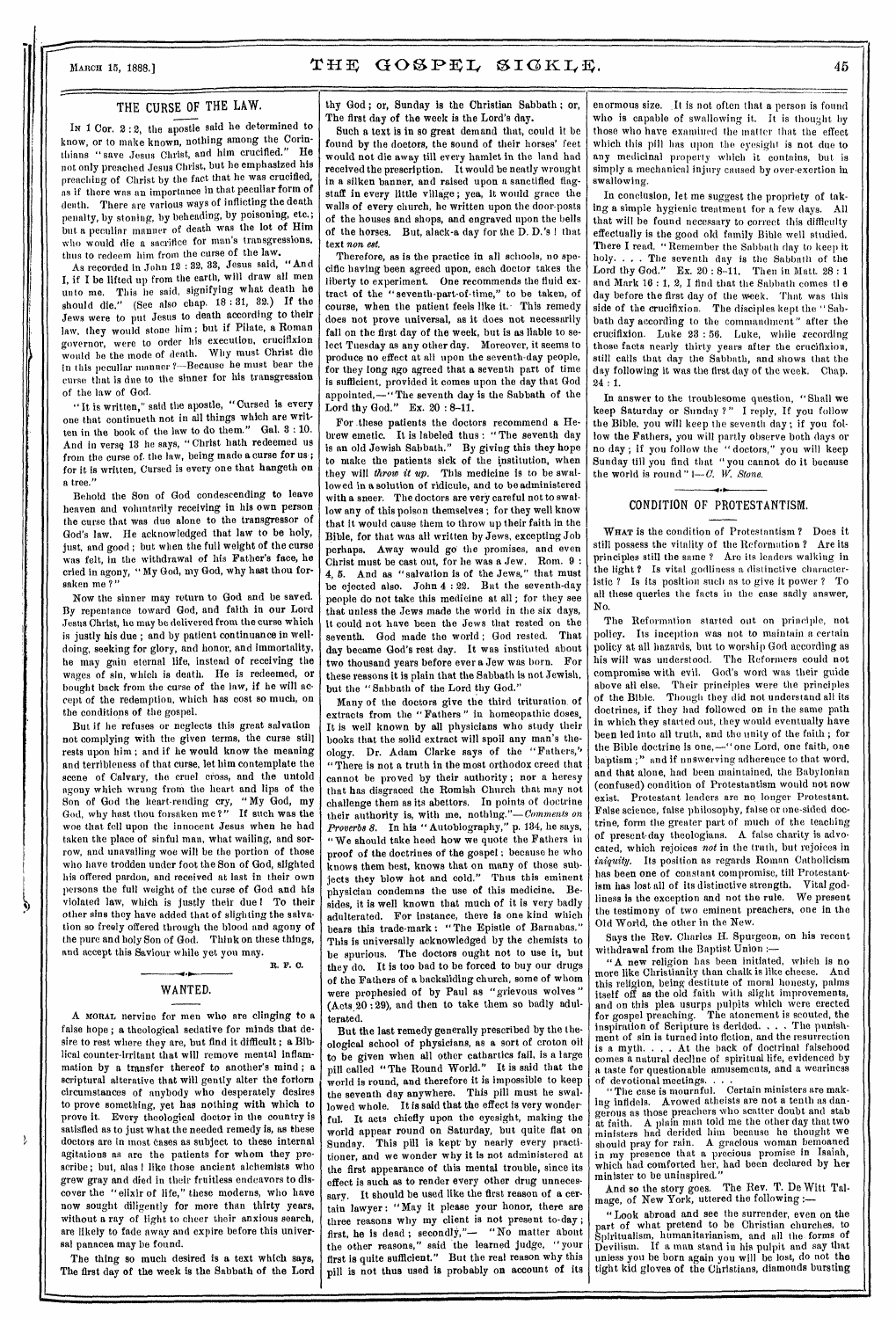## THE CURSE OF THE LAW.

In 1 Cor. 2 : 2, the apostle said he determined to know, or to make known, nothing among the Corinthians "save Jesus Christ, and him crucified." He not only preached Jesus Christ, but he emphasized his preaching of Christ by the fact that he was crucified, as if there was an importance in that peculiar form of death. There are various ways of inflicting the death penalty, by stoning, by beheading, by poisoning, etc.; but a peculiar manner of death was the lot of Him who would die a sacrifice for man's transgressions, thus to redeem him from the curse of the law.

As recorded in John 12 : 32, 33, Jesus said, "And I, if I be lifted up from the earth, will draw all men unto me. This he said, signifying what death he should die." (See also chap. 18 : 31, 32.) If the Jews were to put Jesus to death according to their law, they would stone him; but if Pilate, a Roman governor, were to order his execution, crucifixion would be the mode of death. Why must Christ die in this peculiar manner?—Because he must bear the curse that is due to the sinner for his transgression of the law of God.

"It is written," said the apostle, "Cursed is every one that continueth not in all things which are written in the book of the law to do them." Gal. 3 : 10. And in verse 13 he says, "Christ hath redeemed us from the curse of the law, being made a curse for us; for it is written, Cursed is every one that hangeth on a tree."

Behold the Son of God condescending to leave heaven and voluntarily receiving in his own person the curse that was due alone to the transgressor of God's law. He acknowledged that law to be holy, just, and good; but when the full weight of the curse was felt, in the withdrawal of his Father's face, he cried in agony, "My God, my God, why hast thou forsaken me?"

Now the sinner may return to God and be saved. By repentance toward God, and faith in our Lord Jesus Christ, he may be delivered from the curse which is justly his due; and by patient continuance in well-doing, seeking for glory, and honor, and immortality, he may gain eternal life, instead of receiving the wages of sin, which is death. He is redeemed, or bought back from the curse of the law, if he will accept of the redemption, which has cost so much, on the conditions of the gospel.

But if he refuses or neglects this great salvation not complying with the given terms, the curse still rests upon him; and if he would know the meaning and terribleness of that curse, let him contemplate the scene of Calvary, the cruel cross, and the untold agony which wrung from the heart and lips of the Son of God the heart-rending cry, "My God, my God, why hast thou forsaken me?" If such was the woe that fell upon the innocent Jesus when he had taken the place of sinful man, what wailing, and sorrow, and unavailing woe will be the portion of those who have trodden under foot the Son of God, slighted his offered pardon, and received at last in their own persons the full weight of the curse of God and his violated law, which is justly their due! To their other sins they have added that of slighting the salvation so freely offered through the blood and agony of the pure and holy Son of God. Think on these things, and accept this Saviour while yet you may.

R. F. C.

## WANTED.

A moral nervine for men who are clinging to a false hope; a theological sedative for minds that desire to rest where they are, but find it difficult; a Biblical counter-irritant that will remove mental inflammation by a transfer thereof to another's mind; a scriptural alterative that will gently alter the forlorn circumstances of anybody who desperately desires to prove something, yet has nothing with which to prove it. Every theological doctor in the country is satisfied as to just what the needed remedy is, as these doctors are in most cases as subject to these internal agitations as are the patients for whom they prescribe; but, alas! like those ancient alchemists who grew gray and died in their fruitless endeavors to discover the "elixir of life," these moderns, who have now sought diligently for more than thirty years, without a ray of light to cheer their anxious search, are likely to fade away and expire before this universal panacea may be found.

The thing so much desired is a text which says, The first day of the week is the Sabbath of the Lord thy God; or, Sunday is the Christian Sabbath; or, The first day of the week is the Lord's day.

Such a text is in so great demand that, could it be found by the doctors, the sound of their horses' feet would not die away till every hamlet in the land had received the prescription. It would be neatly wrought in a silken banner, and raised upon a sanctified flag-staff in every little village; yea, it would grace the walls of every church, be written upon the door-posts of the houses and shops, and engraved upon the bells of the horses. But, alack-a day for the D. D.'s! that text *non est.*

Therefore, as is the practice in all schools, no specific having been agreed upon, each doctor takes the liberty to experiment. One recommends the fluid extract of the "seventh-part-of-time," to be taken, of course, when the patient feels like it. This remedy does not prove universal, as it does not necessarily fall on the first day of the week, but is as liable to select Tuesday as any other day. Moreover, it seems to produce no effect at all upon the seventh-day people, for they long ago agreed that a seventh part of time is sufficient, provided it comes upon the day that God appointed,—"The seventh day is the Sabbath of the Lord thy God." Ex. 20 : 8-11.

For these patients the doctors recommend a Hebrew emetic. It is labeled thus: "The seventh day is an old Jewish Sabbath." By giving this they hope to make the patients sick of the institution, when they will *throw it up.* This medicine is to be swallowed in a solution of ridicule, and to be administered with a sneer. The doctors are very careful not to swallow any of this poison themselves; for they well know that it would cause them to throw up their faith in the Bible, for that was all written by Jews, excepting Job perhaps. Away would go the promises, and even Christ must be cast out, for he was a Jew. Rom. 9 : 4, 5. And as "salvation is of the Jews," that must be ejected also. John 4 : 22. But the seventh-day people do not take this medicine at all; for they see that unless the Jews made the world in the six days, it could not have been the Jews that rested on the seventh. God made the world; God rested. That day became God's rest day. It was instituted about two thousand years before ever a Jew was born. For these reasons it is plain that the Sabbath is not Jewish, but the "Sabbath of the Lord thy God."

Many of the doctors give the third trituration of extracts from the "Fathers" in homeopathic doses. It is well known by all physicians who study their books that the solid extract will spoil any man's theology. Dr. Adam Clarke says of the "Fathers," "There is not a truth in the most orthodox creed that cannot be proved by their authority; nor a heresy that has disgraced the Romish Church that may not challenge them as its abettors. In points of doctrine their authority is, with me, nothing."—*Comments on Proverbs 8.* In his "Autobiography," p. 134, he says, "We should take heed how we quote the Fathers in proof of the doctrines of the gospel; because he who knows them best, knows that on many of those subjects they blow hot and cold." Thus this eminent physician condemns the use of this medicine. Besides, it is well known that much of it is very badly adulterated. For instance, there is one kind which bears this trade-mark: "The Epistle of Barnabas." This is universally acknowledged by the chemists to be spurious. The doctors ought not to use it, but they do. It is too bad to be forced to buy our drugs of the Fathers of a backsliding church, some of whom were prophesied of by Paul as "grievous wolves" (Acts 20 : 29), and then to take them so badly adulterated.

But the last remedy generally prescribed by the theological school of physicians, as a sort of croton oil to be given when all other cathartics fail, is a large pill called "The Round World." It is said that the world is round, and therefore it is impossible to keep the seventh day anywhere. This pill must be swallowed whole. It is said that the effect is very wonderful. It acts chiefly upon the eyesight, making the world appear round on Saturday, but quite flat on Sunday. This pill is kept by nearly every practitioner, and we wonder why it is not administered at the first appearance of this mental trouble, since its effect is such as to render every other drug unnecessary. It should be used like the first reason of a certain lawyer: "May it please your honor, there are three reasons why my client is not present to-day; first, he is dead; secondly,"— "No matter about the other reasons," said the learned judge, "your first is quite sufficient." But the real reason why this pill is not thus used is probably on account of its enormous size. It is not often that a person is found who is capable of swallowing it. It is thought by those who have examined the matter that the effect which this pill has upon the eyesight is not due to any medicinal property which it contains, but is simply a mechanical injury caused by over-exertion in swallowing.

In conclusion, let me suggest the propriety of taking a simple hygienic treatment for a few days. All that will be found necessary to correct this difficulty effectually is the good old family Bible well studied. There I read, "Remember the Sabbath day to keep it holy. . . . The seventh day is the Sabbath of the Lord thy God." Ex. 20 : 8-11. Then in Matt. 28 : 1 and Mark 16 : 1, 2, I find that the Sabbath comes the day before the first day of the week. That was this side of the crucifixion. The disciples kept the "Sabbath day according to the commandment" after the crucifixion. Luke 23 : 56. Luke, while recording those facts nearly thirty years after the crucifixion, still calls that day the Sabbath, and shows that the day following it was the first day of the week. Chap. 24 : 1.

In answer to the troublesome question, "Shall we keep Saturday or Sunday?" I reply, If you follow the Bible, you will keep the seventh day; if you follow the Fathers, you will partly observe both days or no day; if you follow the "doctors," you will keep Sunday till you find that "you cannot do it because the world is round"!—*C. W. Stone.*

## CONDITION OF PROTESTANTISM.

What is the condition of Protestantism? Does it still possess the vitality of the Reformation? Are its principles still the same? Are its leaders walking in the light? Is vital godliness a distinctive characteristic? Is its position such as to give it power? To all these queries the facts in the case sadly answer, No.

The Reformation started out on principle, not policy. Its inception was not to maintain a certain policy at all hazards, but to worship God according as his will was understood. The Reformers could not compromise with evil. God's word was their guide above all else. Their principles were the principles of the Bible. Though they did not understand all its doctrines, if they had followed on in the same path in which they started out, they would eventually have been led into all truth, and the unity of the faith; for the Bible doctrine is one,—"one Lord, one faith, one baptism;" and if unswerving adherence to that word, and that alone, had been maintained, the Babylonian (confused) condition of Protestantism would not now exist. Protestant leaders are no longer Protestant. False science, false philosophy, false or one-sided doctrine, form the greater part of much of the teaching of present-day theologians. A false charity is advocated, which rejoices *not* in the truth, but rejoices in *iniquity.* Its position as regards Roman Catholicism has been one of constant compromise, till Protestantism has lost all of its distinctive strength. Vital godliness is the exception and not the rule. We present the testimony of two eminent preachers, one in the Old World, the other in the New.

Says the Rev. Charles H. Spurgeon, on his recent withdrawal from the Baptist Union:—

"A new religion has been initiated, which is no more like Christianity than chalk is like cheese. And this religion, being destitute of moral honesty, palms itself off as the old faith with slight improvements, and on this plea usurps pulpits which were erected for gospel preaching. The atonement is scouted, the inspiration of Scripture is derided. . . . The punishment of sin is turned into fiction, and the resurrection is a myth. . . . At the back of doctrinal falsehood comes a natural decline of spiritual life, evidenced by a taste for questionable amusements, and a weariness of devotional meetings. . . .

"The case is mournful. Certain ministers are making infidels. Avowed atheists are not a tenth as dangerous as those preachers who scatter doubt and stab at faith. A plain man told me the other day that two ministers had derided him because he thought we should pray for rain. A gracious woman bemoaned in my presence that a precious promise in Isaiah, which had comforted her, had been declared by her minister to be uninspired."

And so the story goes. The Rev. T. De Witt Talmage, of New York, uttered the following:—

"Look abroad and see the surrender, even on the part of what pretend to be Christian churches, to Spiritualism, humanitarianism, and all the forms of Devilism. If a man stand in his pulpit and say that unless you be born again you will be lost, do not the tight kid gloves of the Christians, diamonds bursting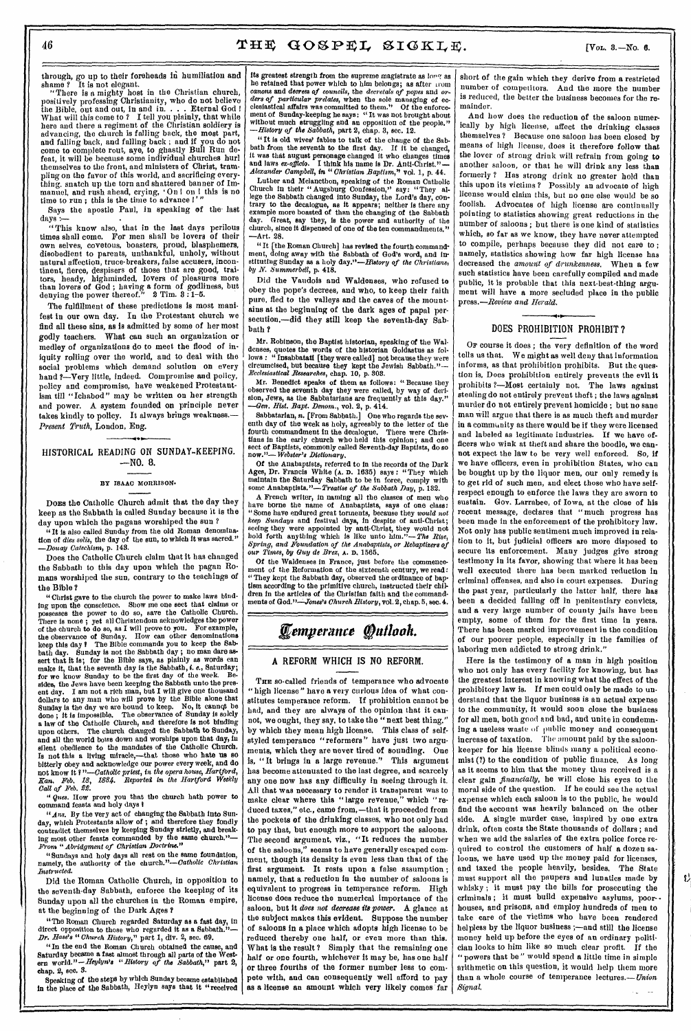through, go up to their foreheads in humiliation and shame? It is not elegant.

"There is a mighty host in the Christian church, positively professing Christianity, who do not believe the Bible, out and out, in and in. . . . Eternal God! What will this come to? I tell you plainly, that while here and there a regiment of the Christian soldiery is advancing, the church is falling back, the most part, and falling back, and falling back; and if you do not come to complete rout, aye, to ghastly Bull Run defeat, it will be because some individual churches hurl themselves to the front, and ministers of Christ, trampling on the favor of this world, and sacrificing everything, snatch up the torn and shattered banner of Immanuel, and rush ahead, crying, 'On! on! this is no time to run; this is the time to advance!'"

Says the apostle Paul, in speaking of the last days:—

"This know also, that in the last days perilous times shall come. For men shall be lovers of their own selves, covetous, boasters, proud, blasphemers, disobedient to parents, unthankful, unholy, without natural affection, truce-breakers, false accusers, incontinent, fierce, despisers of those that are good, traitors, heady, highminded, lovers of pleasures more than lovers of God; having a form of godliness, but denying the power thereof." 2 Tim. 3:1-5.

The fulfillment of these predictions is most manifest in our own day. In the Protestant church we find all these sins, as is admitted by some of her most godly teachers. What can such an organization or medley of organizations do to meet the flood of iniquity rolling over the world, and to deal with the social problems which demand solution on every hand?—Very little, indeed. Compromise and policy, policy and compromise, have weakened Protestantism till "Ichabod" may be written on her strength and power. A system founded on principle never takes kindly to policy. It always brings weakness.—*Present Truth*, London, Eng.

## HISTORICAL READING ON SUNDAY-KEEPING. —NO. 8.

BY ISAAC MORRISON.

Does the Catholic Church admit that the day they keep as the Sabbath is called Sunday because it is the day upon which the pagans worshiped the sun?

"It is also called Sunday from the old Roman denomination of *dies solis*, the day of the sun, to which it was sacred." —*Douay Catechism*, p. 143.

Does the Catholic Church claim that it has changed the Sabbath to this day upon which the pagan Romans worshiped the sun, contrary to the teachings of the Bible?

"Christ gave to the church the power to make laws binding upon the conscience. Show me one sect that claims or possesses the power to do so, save the Catholic Church. There is none; yet all Christendom acknowledges the power of the church to do so, as I will prove to you. For example, the observance of Sunday. How can other denominations keep this day? The Bible commands you to keep the Sabbath day. Sunday is not the Sabbath day; no man dare assert that it is; for the Bible says, as plainly as words can make it, that the seventh day is the Sabbath, *i. e.*, Saturday; for we know Sunday to be the first day of the week. Besides, the Jews have been keeping the Sabbath unto the present day. I am not a rich man, but I will give one thousand dollars to any man who will prove by the Bible alone that Sunday is the day we are bound to keep. No, it cannot be done; it is impossible. The observance of Sunday is solely a law of the Catholic Church, and therefore is not binding upon others. The church changed the Sabbath to Sunday, and all the world bows down and worships upon that day, in silent obedience to the mandates of the Catholic Church. Is not this a living miracle,—that those who hate us so bitterly obey and acknowledge our power every week, and do not know it?"—*Catholic priest, in the opera house, Hartford, Kan. Feb. 18, 1884. Reported in the Hartford Weekly Call of Feb. 22.*

"*Ques.* How prove you that the church hath power to command feasts and holy days?

"*Ans.* By the very act of changing the Sabbath into Sunday, which Protestants allow of; and therefore they fondly contradict themselves by keeping Sunday strictly, and breaking most other feasts commanded by the same church."—*From "Abridgment of Christian Doctrine."*

"Sundays and holy days all rest on the same foundation, namely, the authority of the church."—*Catholic Christian Instructed.*

Did the Roman Catholic Church, in opposition to the seventh-day Sabbath, enforce the keeping of its Sunday upon all the churches in the Roman empire, at the beginning of the Dark Ages?

"The Roman Church regarded Saturday as a fast day, in direct opposition to those who regarded it as a Sabbath."—*Dr. Hase's "Church History,"* part 1, div. 2, sec. 69.

"In the end the Roman Church obtained the cause, and Saturday became a fast almost through all parts of the Western world."—*Heylyn's "History of the Sabbath,"* part 2, chap. 2, sec. 3.

Speaking of the steps by which Sunday became established in the place of the Sabbath, Heylyn says that it "received its greatest strength from the supreme magistrate as long as he retained that power which to him belongs; as after from canons and decrees of councils, the decretals of popes and orders of particular prelates, when the sole managing of ecclesiastical affairs was committed to them." Of the enforcement of Sunday-keeping he says: "It was not brought about without much struggling and an opposition of the people." —*History of the Sabbath*, part 2, chap. 3, sec. 12.

"It is old wives' fables to talk of the change of the Sabbath from the seventh to the first day. If it be changed, it was that august personage changed it who changes times and laws *ex-officio*. I think his name is Dr. Anti-Christ."—*Alexander Campbell, in "Christian Baptism,"* vol. 1, p. 44.

Luther and Melancthon, speaking of the Roman Catholic Church in their "Augsburg Confession," say: "They allege the Sabbath changed into Sunday, the Lord's day, contrary to the decalogue, as it appears; neither is there any example more boasted of than the changing of the Sabbath day. Great, say they, is the power and authority of the church, since it dispensed of one of the ten commandments." —Art. 28.

"It [the Roman Church] has revised the fourth commandment, doing away with the Sabbath of God's word, and instituting Sunday as a holy day."—*History of the Christians, by N. Summerbell*, p. 418.

Did the Vaudois and Waldenses, who refused to obey the pope's decrees, and who, to keep their faith pure, fled to the valleys and the caves of the mountains at the beginning of the dark ages of papal persecution,—did they still keep the seventh-day Sabbath?

Mr. Robinson, the Baptist historian, speaking of the Waldenses, quotes the words of the historian Goldastus as follows: "Insabbatati [they were called] not because they were circumcised, but because they kept the Jewish Sabbath."—*Ecclesiastical Researches*, chap. 10, p. 303.

Mr. Benedict speaks of them as follows: "Because they observed the seventh day they were called, by way of derision, Jews, as the Sabbatarians are frequently at this day." —*Gen. Hist. Bapt. Denom.*, vol. 2, p. 414.

Sabbatarian, *n.* [From Sabbath.] One who regards the seventh day of the week as holy, agreeably to the letter of the fourth commandment in the decalogue. There were Christians in the early church who held this opinion; and one sect of Baptists, commonly called Seventh-day Baptists, do so now."—*Webster's Dictionary.*

Of the Anabaptists, referred to in the records of the Dark Ages, Dr. Francis White (A. D. 1635) says: "They which maintain the Saturday Sabbath to be in force, comply with some Anabaptists."—*Treatise of the Sabbath Day*, p. 132.

A French writer, in naming all the classes of men who have borne the name of Anabaptists, says of one class: "Some have endured great torments, because they *would not keep Sundays* and festival days, in despite of anti-Christ; seeing they were appointed by anti-Christ, they would not hold forth anything which is like unto him."—*The Rise, Spring, and Foundation of the Anabaptists, or Rebaptizers of our Times, by Guy de Brez*, A. D. 1565.

Of the Waldenses in France, just before the commencement of the Reformation of the sixteenth century, we read: "They kept the Sabbath day, observed the ordinance of baptism according to the primitive church, instructed their children in the articles of the Christian faith and the commandments of God."—*Jones's Church History*, vol. 2, chap. 5, sec. 4.

# Temperance Outlook.

## A REFORM WHICH IS NO REFORM.

The so-called friends of temperance who advocate "high license" have a very curious idea of what constitutes temperance reform. If prohibition cannot be had, and they are always of the opinion that it cannot, we ought, they say, to take the "next best thing," by which they mean high license. This class of self-styled temperance "reformers" have just two arguments, which they are never tired of sounding. One is, "It brings in a large revenue." This argument has become attenuated to the last degree, and scarcely any one now has any difficulty in seeing through it. All that was necessary to render it transparent was to make clear where this "large revenue," which "reduced taxes," etc., came from,—that it proceeded from the pockets of the drinking classes, who not only had to pay that, but enough more to support the saloons. The second argument, viz., "It reduces the number of the saloons," seems to have generally escaped comment, though its density is even less than that of the first argument. It rests upon a false assumption; namely, that a reduction in the number of saloons is equivalent to progress in temperance reform. High license does reduce the numerical importance of the saloon, but it *does not decrease its power*. A glance at the subject makes this evident. Suppose the number of saloons in a place which adopts high license to be reduced thereby one half, or even more than this. What is the result? Simply that the remaining one half or one fourth, whichever it may be, has one half or three fourths of the former number less to compete with, and can consequently well afford to pay as a license an amount which very likely comes far short of the gain which they derive from a restricted number of competitors. And the more the number is reduced, the better the business becomes for the remainder.

And how does the reduction of the saloon numerically by high license, affect the drinking classes themselves? Because one saloon has been closed by means of high license, does it therefore follow that the lover of strong drink will refrain from going to another saloon, or that he will drink any less than formerly? Has strong drink no greater hold than this upon its victims? Possibly an advocate of high license would claim this, but no one else would be so foolish. Advocates of high license are continually pointing to statistics showing great reductions in the number of saloons; but there is one kind of statistics which, so far as we know, they have never attempted to compile, perhaps because they did not care to; namely, statistics showing how far high license has decreased the *amount of drunkenness*. When a few such statistics have been carefully compiled and made public, it is probable that this next-best-thing argument will have a more secluded place in the public press.—*Review and Herald.*

## DOES PROHIBITION PROHIBIT?

Of course it does; the very definition of the word tells us that. We might as well deny that information informs, as that prohibition prohibits. But the question is, Does prohibition entirely prevents the evil it prohibits?—Most certainly not. The laws against stealing do not entirely prevent theft; the laws against murder do not entirely prevent homicide; but no sane man will argue that there is as much theft and murder in a community as there would be if they were licensed and labeled as legitimate industries. If we have officers who wink at theft and share the boodle, we cannot expect the law to be very well enforced. So, if we have officers, even in prohibition States, who can be bought up by the liquor men, our only remedy is to get rid of such men, and elect those who have self-respect enough to enforce the laws they are sworn to sustain. Gov. Larrabee, of Iowa, at the close of his recent message, declares that "much progress has been made in the enforcement of the prohibitory law. Not only has public sentiment much improved in relation to it, but judicial officers are more disposed to secure its enforcement. Many judges give strong testimony in its favor, showing that where it has been well executed there has been marked reduction in criminal offenses, and also in court expenses. During the past year, particularly the latter half, there has been a decided falling off in penitentiary convicts, and a very large number of county jails have been empty, some of them for the first time in years. There has been marked improvement in the condition of our poorer people, especially in the families of laboring men addicted to strong drink."

Here is the testimony of a man in high position who not only has every facility for knowing, but has the greatest interest in knowing what the effect of the prohibitory law is. If men could only be made to understand that the liquor business is an actual expense to the community, it would soon close the business for all men, both good and bad, and unite in condemning a useless waste of public money and consequent increase of taxation. The amount paid by the saloon-keeper for his license blinds many a political economist (?) to the condition of public finance. As long as it seems to him that the money thus received is a clear gain *financially*, he will close his eyes to the moral side of the question. If he could see the actual expense which each saloon is to the public, he would find the account was heavily balanced on the other side. A single murder case, inspired by one extra drink, often costs the State thousands of dollars; and when we add the salaries of the extra police force required to control the customers of half a dozen saloons, we have used up the money paid for licenses, and taxed the people heavily, besides. The State must support all the paupers and lunatics made by whisky; it must pay the bills for prosecuting the criminals; it must build expensive asylums, poor-houses, and prisons, and employ hundreds of men to take care of the victims who have been rendered helpless by the liquor business;—and still the license money held up before the eyes of an ordinary politician looks to him like so much clear profit. If the "powers that be" would spend a little time in simple arithmetic on this question, it would help them more than a whole course of temperance lectures.—*Union Signal.*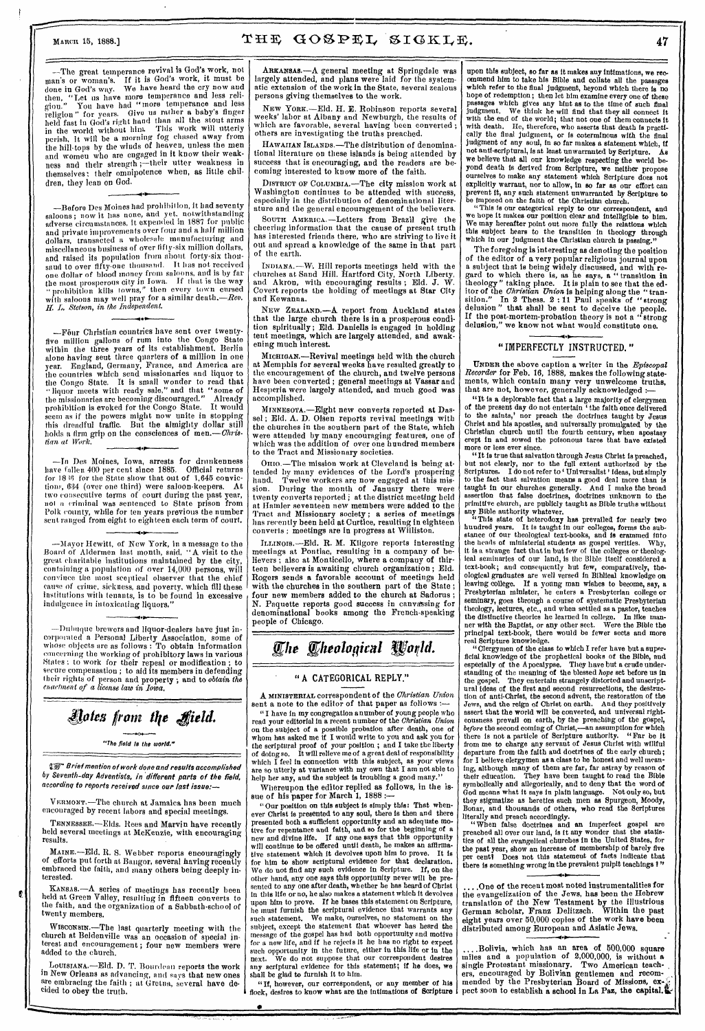—The great temperance revival is God's work, not man's or woman's. If it is God's work, it must be done in God's way. We have heard the cry now and then, "Let us have more temperance and less religion." You have had "more temperance and less religion" for years. Give us rather a baby's finger held fast in God's right hand than all the stout arms in the world without him. This work will utterly perish, it will be a morning fog chased away from the hill-tops by the winds of heaven, unless the men and women who are engaged in it know their weakness and their strength;—their utter weakness in themselves: their omnipotence when, as little children, they lean on God.

—Before Des Moines had prohibition, it had seventy saloons; now it has none, and yet, notwithstanding adverse circumstances, it expended in 1887 for public and private improvements over four and a half million dollars, transacted a wholesale manufacturing and miscellaneous business of over fifty-six million dollars, and raised its population from about forty-six thousand to over fifty-one thousand. It has not received one dollar of blood money from saloons, and is by far the most prosperous city in Iowa. If that is the way "prohibition kills towns," then every town cursed with saloons may well pray for a similar death.—*Rev. H. L. Stetson, in the Independent.*

—Four Christian countries have sent over twenty-five million gallons of rum into the Congo State within the three years of its establishment. Berlin alone having sent three quarters of a million in one year. England, Germany, France, and America are the countries which send missionaries and liquor to the Congo State. It is small wonder to read that "liquor meets with ready sale," and that "some of the missionaries are becoming discouraged." Already prohibition is evoked for the Congo State. It would seem as if the powers might now unite in stopping this dreadful traffic. But the almighty dollar still holds a firm grip on the consciences of men.—*Christian at Work.*

—In Des Moines, Iowa, arrests for drunkenness have fallen 400 per cent since 1885. Official returns for 1886 for the State show that out of 1,645 convictions, 634 (over one third) were saloon-keepers. At two consecutive terms of court during the past year, not a criminal was sentenced to State prison from Polk county, while for ten years previous the number sent ranged from eight to eighteen each term of court.

—Mayor Hewitt, of New York, in a message to the Board of Aldermen last month, said, "A visit to the great charitable institutions maintained by the city, containing a population of over 14,000 persons, will convince the most sceptical observer that the chief cause of crime, sickness, and poverty, which fill these institutions with tenants, is to be found in excessive indulgence in intoxicating liquors."

—Dubuque brewers and liquor-dealers have just incorporated a Personal Liberty Association, some of whose objects are as follows: To obtain information concerning the working of prohibitory laws in various States; to work for their repeal or modification; to secure compensation; to aid its members in defending their rights of person and property; and to *obtain the enactment of a license law in Iowa.*

## Notes from the Field.

*"The field is the world."*

☞ *Brief mention of work done and results accomplished by Seventh-day Adventists, in different parts of the field, according to reports received since our last issue:—*

VERMONT.—The church at Jamaica has been much encouraged by recent labors and special meetings.

TENNESSEE.—Elds. Rees and Marvin have recently held several meetings at McKenzie, with encouraging results.

MAINE.—Eld. R. S. Webber reports encouragingly of efforts put forth at Bangor, several having recently embraced the faith, and many others being deeply interested.

KANSAS.—A series of meetings has recently been held at Green Valley, resulting in fifteen converts to the faith, and the organization of a Sabbath-school of twenty members.

WISCONSIN.—The last quarterly meeting with the church at Beldenville was an occasion of special interest and encouragement; four new members were added to the church.

LOUISIANA.—Eld. D. T. Bourdeau reports the work in New Orleans as advancing, and says that new ones are embracing the faith; at Gretna, several have decided to obey the truth.

ARKANSAS.—A general meeting at Springdale was largely attended, and plans were laid for the systematic extension of the work in the State, several zealous persons giving themselves to the work.

NEW YORK.—Eld. H. E. Robinson reports several weeks' labor at Albany and Newburgh, the results of which are favorable, several having been converted; others are investigating the truths preached.

HAWAIIAN ISLANDS.—The distribution of denominational literature on these islands is being attended by success that is encouraging, and the readers are becoming interested to know more of the faith.

DISTRICT OF COLUMBIA.—The city mission work at Washington continues to be attended with success, especially in the distribution of denominational literature and the general encouragement of the believers.

SOUTH AMERICA.—Letters from Brazil give the cheering information that the cause of present truth has interested friends there, who are striving to live it out and spread a knowledge of the same in that part of the earth.

INDIANA.—W. Hill reports meetings held with the churches at Sand Hill, Hartford City, North Liberty, and Akron, with encouraging results; Eld. J. W. Covert reports the holding of meetings at Star City and Kewanna.

NEW ZEALAND.—A report from Auckland states that the large church there is in a prosperous condition spiritually; Eld. Daniells is engaged in holding tent meetings, which are largely attended, and awakening much interest.

MICHIGAN.—Revival meetings held with the church at Memphis for several weeks have resulted greatly to the encouragement of the church, and twelve persons have been converted; general meetings at Vassar and Hesperia were largely attended, and much good was accomplished.

MINNESOTA.—Eight new converts reported at Dassel; Eld. A. D. Olsen reports revival meetings with the churches in the southern part of the State, which were attended by many encouraging features, one of which was the addition of over one hundred members to the Tract and Missionary societies.

OHIO.—The mission work at Cleveland is being attended by many evidences of the Lord's prospering hand. Twelve workers are now engaged at this mission. During the month of January there were twenty converts reported; at the district meeting held at Hamler seventeen new members were added to the Tract and Missionary society; a series of meetings has recently been held at Curtice, resulting in eighteen converts; meetings are in progress at Williston.

ILLINOIS.—Eld. R. M. Kilgore reports interesting meetings at Pontiac, resulting in a company of believers; also at Monticello, where a company of thirteen believers is awaiting church organization; Eld. Rogers sends a favorable account of meetings held with the churches in the southern part of the State; four new members added to the church at Sadorus; N. Paquette reports good success in canvassing for denominational books among the French-speaking people of Chicago.

## The Theological World.

### "A CATEGORICAL REPLY."

A MINISTERIAL correspondent of the *Christian Union* sent a note to the editor of that paper as follows:—

"I have in my congregation a number of young people who read your editorial in a recent number of the *Christian Union* on the subject of a possible probation after death, one of whom has asked me if I would write to you and ask you for the scriptural proof of your position; and I take the liberty of doing so. It will relieve me of a great deal of responsibility which I feel in connection with this subject, as your views are so utterly at variance with my own that I am not able to help her any, and the subject is troubling a good many."

Whereupon the editor replied as follows, in the issue of his paper for March 1, 1888:—

"Our position on this subject is simply this: That whenever Christ is presented to any soul, there is then and there presented both a sufficient opportunity and an adequate motive for repentance and faith, and so for the beginning of a new and divine life. If any one says that this opportunity will continue to be offered until death, he makes an affirmative statement which it devolves upon him to prove. It is for him to show scriptural evidence for that declaration. We do not find any such evidence in Scripture. If, on the other hand, any one says this opportunity never will be presented to any one after death, whether he has heard of Christ in this life or no, he also makes a statement which it devolves upon him to prove. If he bases this statement on Scripture, he must furnish the scriptural evidence that warrants any such statement. We make, ourselves, no statement on the subject, except the statement that whoever has heard the message of the gospel has had both opportunity and motive for a new life, and if he rejects it he has no right to expect such opportunity in the future, either in this life or in the next. We do not suppose that our correspondent desires any scriptural evidence for this statement; if he does, we shall be glad to furnish it to him.

"If, however, our correspondent, or any member of his flock, desires to know what are the intimations of Scripture upon this subject, so far as it makes any intimations, we recommend him to take his Bible and collate all the passages which refer to the final judgment, beyond which there is no hope of redemption; then let him examine every one of these passages which gives any hint as to the time of such final judgment. We think he will find that they all connect it with the end of the world; that not one of them connects it with death. He, therefore, who asserts that death is practically the final judgment, or is coterminous with the final judgment of any soul, in so far makes a statement which, if not anti-scriptural, is at least unwarranted by Scripture. As we believe that all our knowledge respecting the world beyond death is derived from Scripture, we neither propose ourselves to make any statement which Scripture does not explicitly warrant, nor to allow, in so far as our effort can prevent it, any such statement unwarranted by Scripture to be imposed on the faith of the Christian church.

"This is our categorical reply to our correspondent, and we hope it makes our position clear and intelligible to him. We may hereafter point out more fully the relations which this subject bears to the transition in theology through which in our judgment the Christian church is passing."

The foregoing is interesting as denoting the position of the editor of a very popular religious journal upon a subject that is being widely discussed, and with regard to which there is, as he says, a "transition in theology" taking place. It is plain to see that the editor of the *Christian Union* is helping along the "transition." In 2 Thess. 2:11 Paul speaks of "strong delusion" that shall be sent to deceive the people. If the post-mortem-probation theory is not a "strong delusion," we know not what would constitute one.

### "IMPERFECTLY INSTRUCTED."

UNDER the above caption a writer in the *Episcopal Recorder* for Feb. 16, 1888, makes the following statements, which contain many very unwelcome truths, that are not, however, generally acknowledged:—

"It is a deplorable fact that a large majority of clergymen of the present day do not entertain 'the faith once delivered to the saints,' nor preach the doctrines taught by Jesus Christ and his apostles, and universally promulgated by the Christian church until the fourth century, when apostasy crept in and sowed the poisonous tares that have existed more or less ever since.

"It is true that salvation through Jesus Christ is preached, but not clearly, nor to the full extent authorized by the Scriptures. I do not refer to 'Universalist' ideas, but simply to the fact that salvation means a good deal more than is taught in our churches generally. And I make the broad assertion that false doctrines, doctrines unknown to the primitive church, are publicly taught as Bible truths without any Bible authority whatever.

"This state of heterodoxy has prevailed for nearly two hundred years. It is taught in our colleges, forms the substance of our theological text-books, and is crammed into the heads of ministerial students as gospel verities. Why, it is a strange fact that in but few of the colleges or theological seminaries of our land, is the Bible itself considered a text-book; and consequently but few, comparatively, theological graduates are well versed in Biblical knowledge on leaving college. If a young man wishes to become, say, a Presbyterian minister, he enters a Presbyterian college or seminary, goes through a course of systematic Presbyterian theology, lectures, etc., and when settled as a pastor, teaches the distinctive theories he learned in college. In like manner with the Baptist, or any other sect. Were the Bible the principal text-book, there would be fewer sects and more real Scripture knowledge.

"Clergymen of the class to which I refer have but a superficial knowledge of the prophetical books of the Bible, and especially of the Apocalypse. They have but a crude understanding of the meaning of the blessed *hope* set before us in the gospel. They entertain strangely distorted and unscriptural ideas of the first and second resurrections, the destruction of anti-Christ, the second advent, the restoration of the Jews, and the reign of Christ on earth. And they positively assert that the world will be converted, and universal righteousness prevail on earth, by the preaching of the gospel, *before* the second coming of Christ,—an assumption for which there is not a particle of Scripture authority. "Far be it from me to charge any servant of Jesus Christ with willful departure from the faith and doctrines of the early church; for I believe clergymen as a class to be honest and well meaning, although many of them are far astray by reason of their education. They have been taught to read the Bible symbolically and allegorically, and to deny that the word of God means what it says in plain language. Not only so, but they stigmatize as heretics such men as Spurgeon, Moody, Bonar, and thousands of others, who read the Scriptures literally and preach accordingly.

"When false doctrines and an imperfect gospel are preached all over our land, is it any wonder that the statistics of all the evangelical churches in the United States, for the past year, show an increase of membership of barely five per cent? Does not this statement of facts indicate that there is something wrong in the prevalent pulpit teachings?"

....One of the recent most noted instrumentalities for the evangelization of the Jews, has been the Hebrew translation of the New Testament by the illustrious German scholar, Franz Delitzsch. Within the past eight years over 50,000 copies of the work have been distributed among European and Asiatic Jews.

....Bolivia, which has an area of 500,000 square miles and a population of 2,000,000, is without a single Protestant missionary. Two American teachers, encouraged by Bolivian gentlemen and recommended by the Presbyterian Board of Missions, expect soon to establish a school in La Paz, the capital.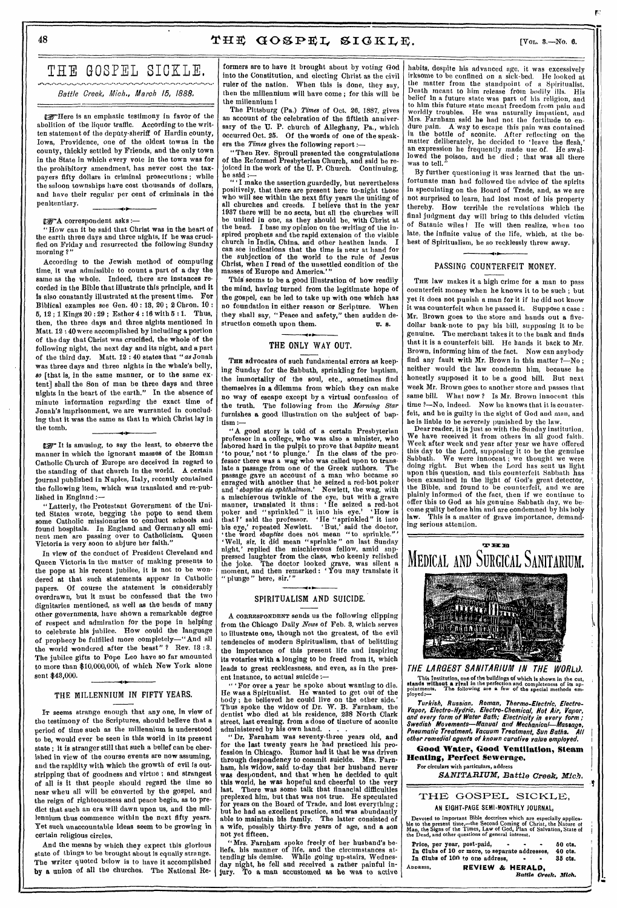# THE GOSPEL SICKLE.

*Battle Creek, Mich., March 15, 1888.*

☞Here is an emphatic testimony in favor of the abolition of the liquor traffic. According to the written statement of the deputy-sheriff of Hardin county, Iowa, Providence, one of the oldest towns in the county, thickly settled by Friends, and the only town in the State in which every vote in the town was for the prohibitory amendment, has never cost the tax-payers fifty dollars in criminal prosecutions; while the saloon townships have cost thousands of dollars, and have their regular per cent of criminals in the penitentiary.

☞A correspondent asks:—

"How can it be said that Christ was in the heart of the earth three days and three nights, if he was crucified on Friday and resurrected the following Sunday morning?"

According to the Jewish method of computing time, it was admissible to count a part of a day the same as the whole. Indeed, there are instances recorded in the Bible that illustrate this principle, and it is also constantly illustrated at the present time. For Biblical examples see Gen. 40:13, 20; 2 Chron. 10:5, 12; 1 Kings 20:29; Esther 4:16 with 5:1. Thus, then, the three days and three nights mentioned in Matt. 12:40 were accomplished by including a portion of the day that Christ was crucified, the whole of the following night, the next day and its night, and a part of the third day. Matt. 12:40 states that "*as* Jonah was three days and three nights in the whale's belly, *so* [that is, in the same manner, or to the same extent] shall the Son of man be three days and three nights in the heart of the earth." In the absence of minute information regarding the exact time of Jonah's imprisonment, we are warranted in concluding that it was the same as that in which Christ lay in the tomb.

☞It is amusing, to say the least, to observe the manner in which the ignorant masses of the Roman Catholic Church of Europe are deceived in regard to the standing of that church in the world. A certain journal published in Naples, Italy, recently contained the following item, which was translated and re-published in England:—

"Latterly, the Protestant Government of the United States wrote, begging the pope to send them some Catholic missionaries to conduct schools and found hospitals. In England and Germany all eminent men are passing over to Catholicism. Queen Victoria is very soon to abjure her faith."

In view of the conduct of President Cleveland and Queen Victoria in the matter of making presents to the pope at his recent jubilee, it is not to be wondered at that such statements appear in Catholic papers. Of course the statement is considerably overdrawn, but it must be confessed that the two dignitaries mentioned, as well as the heads of many other governments, have shown a remarkable degree of respect and admiration for the pope in helping to celebrate his jubilee. How could the language of prophecy be fulfilled more completely—"And all the world wondered after the beast"? Rev. 13:3. The jubilee gifts to Pope Leo have so far amounted to more than $10,000,000, of which New York alone sent $43,000.

## THE MILLENNIUM IN FIFTY YEARS.

It seems strange enough that any one, in view of the testimony of the Scriptures, should believe that a period of time such as the millennium is understood to be, would ever be seen in this world in its present state; it is stranger still that such a belief can be cherished in view of the course events are now assuming, and the rapidity with which the growth of evil is outstripping that of goodness and virtue; and strangest of all is it that people should regard the time so near when all will be converted by the gospel, and the reign of righteousness and peace begin, as to predict that such an era will dawn upon us, and the millennium thus commence within the next fifty years. Yet such unaccountable ideas seem to be growing in certain religious circles.

And the means by which they expect this glorious state of things to be brought about is equally strange. The writer quoted below is to have it accomplished by a union of all the churches. The National Reformers are to have it brought about by voting God into the Constitution, and electing Christ as the civil ruler of the nation. When this is done, they say, then the millennium will have come; for this will be the millennium!

The Pittsburg (Pa.) *Times* of Oct. 26, 1887, gives an account of the celebration of the fiftieth anniversary of the U. P. church of Allegheny, Pa., which occurred Oct. 25. Of the words of one of the speakers the *Times* gives the following report:—

"Then Rev. Sproull presented the congratulations of the Reformed Presbyterian Church, and said he rejoiced in the work of the U. P. Church. Continuing, he said:—

"'I make the assertion guardedly, but nevertheless positively, that there are present here to-night those who will see within the next fifty years the uniting of all churches and creeds. I believe that in the year 1937 there will be no sects, but all the churches will be united in one, as they should be, with Christ at the head. I base my opinion on the writing of the inspired prophets and the rapid extension of the visible church in India, China, and other heathen lands. I can see indications that the time is near at hand for the subjection of the world to the rule of Jesus Christ, when I read of the unsettled condition of the masses of Europe and America.'"

This seems to be a good illustration of how readily the mind, having turned from the legitimate hope of the gospel, can be led to take up with one which has no foundation in either reason or Scripture. When they shall say, "Peace and safety," then sudden destruction cometh upon them. U. S.

## THE ONLY WAY OUT.

The advocates of such fundamental errors as keeping Sunday for the Sabbath, sprinkling for baptism, the immortality of the soul, etc., sometimes find themselves in a dilemma from which they can make no way of escape except by a virtual confession of the truth. The following from the *Morning Star* furnishes a good illustration on the subject of baptism:—

"A good story is told of a certain Presbyterian professor in a college, who was also a minister, who labored hard in the pulpit to prove that *baptizo* meant 'to pour,' not 'to plunge.' In the class of the professor there was a wag who was called upon to translate a passage from one of the Greek authors. The passage gave an account of a man who became so enraged with another that he seized a red-hot poker and '*ebaptise eis ophthalmon*.' Newlett, the wag, with a mischievous twinkle of the eye, but with a grave manner, translated it thus: 'He seized a red-hot poker and "sprinkled" it into his eye.' 'How is that?' said the professor. 'He "sprinkled" it into his eye,' repeated Newlett. 'But,' said the doctor, 'the word *ebaptise* does not mean "to sprinkle."' 'Well, sir, it did mean "sprinkle" on last Sunday night,' replied the mischievous fellow, amid suppressed laughter from the class, who keenly relished the joke. The doctor looked grave, was silent a moment, and then remarked: 'You may translate it "plunge" here, sir.'"

## SPIRITUALISM AND SUICIDE.

A correspondent sends us the following clipping from the Chicago Daily *News* of Feb. 3, which serves to illustrate one, though not the greatest, of the evil tendencies of modern Spiritualism, that of belittling the importance of this present life and inspiring its votaries with a longing to be freed from it, which leads to great recklessness, and even, as in the present instance, to actual suicide:—

"'For over a year he spoke about wanting to die. He was a Spiritualist. He wanted to get out of the body; he believed he could live on the other side.' Thus spoke the widow of Dr. W. B. Farnham, the dentist who died at his residence, 238 North Clark street, last evening, from a dose of tincture of aconite administered by his own hand. . . .

"Dr. Farnham was seventy-three years old, and for the last twenty years he had practiced his profession in Chicago. Rumor had it that he was driven through despondency to commit suicide. Mrs. Farnham, his widow, said to-day that her husband never was despondent, and that when he decided to quit this world, he was hopeful and cheerful to the very last. There was some talk that financial difficulties preplexed him, but that was not true. He speculated for years on the Board of Trade, and lost everything; but he had an excellent practice, and was abundantly able to maintain his family. The latter consisted of a wife, possibly thirty-five years of age, and a son not yet fifteen.

"Mrs. Farnham spoke freely of her husband's beliefs, his manner of life, and the circumstances attending his demise. While going up-stairs, Wednesday night, he fell and received a rather painful injury. To a man accustomed as he was to active habits, despite his advanced age, it was excessively irksome to be confined on a sick-bed. He looked at the matter from the standpoint of a Spiritualist. Death meant to him release from bodily ills. His belief in a future state was part of his religion, and to him this future state meant freedom from pain and worldly troubles. He was naturally impatient, and Mrs. Farnham said he had not the fortitude to endure pain. A way to escape this pain was contained in the bottle of aconite. After reflecting on the matter deliberately, he decided to 'leave the flesh,' an expression he frequently made use of. He swallowed the poison, and he died; that was all there was to tell."

By further questioning it was learned that the unfortunate man had followed the advice of the spirits in speculating on the Board of Trade, and, as we are not surprised to learn, had lost most of his property thereby. How terrible the revelations which the final judgment day will bring to this deluded victim of Satanic wiles! He will then realize, when too late, the infinite value of the life, which, at the behest of Spiritualism, he so recklessly threw away.

## PASSING COUNTERFEIT MONEY.

The law makes it a high crime for a man to pass counterfeit money when he knows it to be such; but yet it does not punish a man for it if he did not know it was counterfeit when he passed it. Suppose a case: Mr. Brown goes to the store and hands out a five-dollar bank-note to pay his bill, supposing it to be genuine. The merchant takes it to the bank and finds that it is a counterfeit bill. He hands it back to Mr. Brown, informing him of the fact. Now can anybody find any fault with Mr. Brown in this matter?—No; neither would the law condemn him, because he honestly supposed it to be a good bill. But next week Mr. Brown goes to another store and passes that same bill. What now? Is Mr. Brown innocent this time?—No, indeed. Now he knows that it is counterfeit, and he is guilty in the sight of God and man, and he is liable to be severely punished by the law.

Dear reader, it is just so with the Sunday institution. We have received it from others in all good faith. Week after week and year after year we have offered this day to the Lord, supposing it to be the genuine Sabbath. We were innocent; we thought we were doing right. But when the Lord has sent us light upon this question, and this counterfeit Sabbath has been examined in the light of God's great detector, the Bible, and found to be counterfeit, and we are plainly informed of the fact, then if we continue to offer this to God as his genuine Sabbath day, we become guilty before him and are condemned by his holy law. This is a matter of grave importance, demanding serious attention.

THE

# MEDICAL AND SURGICAL SANITARIUM.

*THE LARGEST SANITARIUM IN THE WORLD.*

This Institution, one of the buildings of which is shown in the cut, **stands without a rival** in the perfection and completeness of its appointments. The following are a few of the special methods employed:—

*Turkish, Russian, Roman, Thermo-Electric, Electro-Vapor, Electro-Hydric, Electro-Chemical, Hot Air, Vapor, and every form of Water Bath; Electricity in every form; Swedish Movements—Manual and Mechanical—Massage, Pneumatic Treatment, Vacuum Treatment, Sun Baths. All other remedial agents of known curative value employed.*

**Good Water, Good Ventilation, Steam Heating, Perfect Sewerage.**

For circulars with particulars, address

*SANITARIUM, Battle Creek, Mich.*

THE GOSPEL SICKLE,

AN EIGHT-PAGE SEMI-MONTHLY JOURNAL,

Devoted to important Bible doctrines which are especially applicable to the present time,—the Second Coming of Christ, the Nature of Man, the Signs of the Times, Law of God, Plan of Salvation, State of the Dead, and other questions of general interest.

| | |
|---|---|
| Price, per year, post-paid, | 50 cts. |
| In Clubs of 10 or more, to separate addresses, | 40 cts. |
| In Clubs of 100 to one address, | 35 cts. |

Address, **REVIEW & HERALD,** *Battle Creek, Mich.*